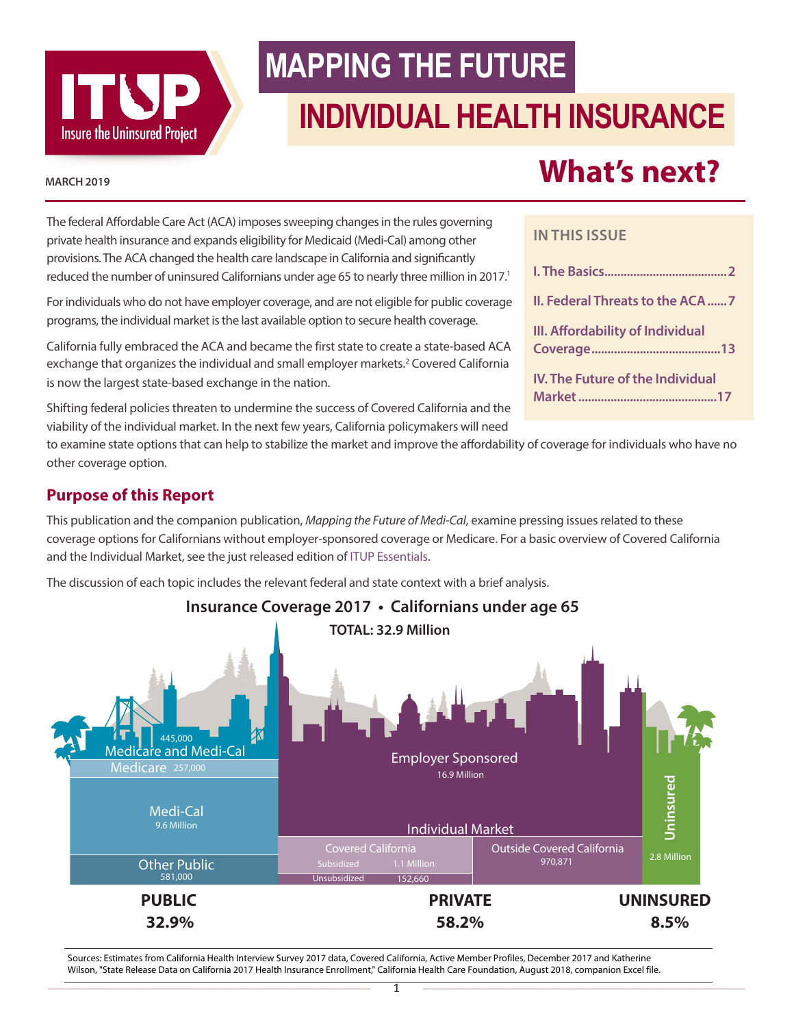# MAPPING THE FUTURE

# INDIVIDUAL HEALTH INSURANCE

# What's next?

MARCH 2019

The federal Affordable Care Act (ACA) imposes sweeping changes in the rules governing private health insurance and expands eligibility for Medicaid (Medi-Cal) among other provisions. The ACA changed the health care landscape in California and significantly reduced the number of uninsured Californians under age 65 to nearly three million in 2017.[1]

For individuals who do not have employer coverage, and are not eligible for public coverage programs, the individual market is the last available option to secure health coverage.

California fully embraced the ACA and became the first state to create a state-based ACA exchange that organizes the individual and small employer markets.[2] Covered California is now the largest state-based exchange in the nation.

Shifting federal policies threaten to undermine the success of Covered California and the viability of the individual market. In the next few years, California policymakers will need to examine state options that can help to stabilize the market and improve the affordability of coverage for individuals who have no other coverage option.

**IN THIS ISSUE**

- I. The Basics....................................2
- II. Federal Threats to the ACA......7
- III. Affordability of Individual Coverage.......................................13
- IV. The Future of the Individual Market...........................................17

## Purpose of this Report

This publication and the companion publication, *Mapping the Future of Medi-Cal*, examine pressing issues related to these coverage options for Californians without employer-sponsored coverage or Medicare. For a basic overview of Covered California and the Individual Market, see the just released edition of ITUP Essentials.

The discussion of each topic includes the relevant federal and state context with a brief analysis.

**Insurance Coverage 2017 • Californians under age 65**

**TOTAL: 32.9 Million**

| Category | Subcategory | Enrollment |
|---|---|---|
| **PUBLIC 32.9%** | Medicare and Medi-Cal | 445,000 |
| | Medicare | 257,000 |
| | Medi-Cal | 9.6 Million |
| | Other Public | 581,000 |
| **PRIVATE 58.2%** | Employer Sponsored | 16.9 Million |
| | Individual Market – Covered California – Subsidized | 1.1 Million |
| | Individual Market – Covered California – Unsubsidized | 152,660 |
| | Individual Market – Outside Covered California | 970,871 |
| **UNINSURED 8.5%** | Uninsured | 2.8 Million |

Sources: Estimates from California Health Interview Survey 2017 data, Covered California, Active Member Profiles, December 2017 and Katherine Wilson, "State Release Data on California 2017 Health Insurance Enrollment," California Health Care Foundation, August 2018, companion Excel file.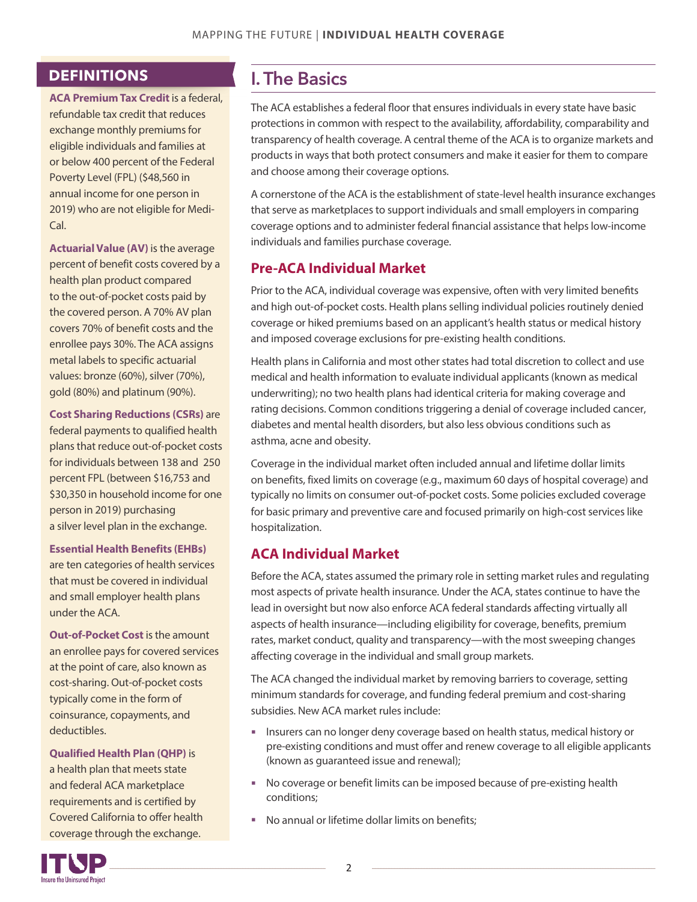## DEFINITIONS

**ACA Premium Tax Credit** is a federal, refundable tax credit that reduces exchange monthly premiums for eligible individuals and families at or below 400 percent of the Federal Poverty Level (FPL) ($48,560 in annual income for one person in 2019) who are not eligible for Medi-Cal.

**Actuarial Value (AV)** is the average percent of benefit costs covered by a health plan product compared to the out-of-pocket costs paid by the covered person. A 70% AV plan covers 70% of benefit costs and the enrollee pays 30%. The ACA assigns metal labels to specific actuarial values: bronze (60%), silver (70%), gold (80%) and platinum (90%).

**Cost Sharing Reductions (CSRs)** are federal payments to qualified health plans that reduce out-of-pocket costs for individuals between 138 and 250 percent FPL (between $16,753 and $30,350 in household income for one person in 2019) purchasing a silver level plan in the exchange.

**Essential Health Benefits (EHBs)** are ten categories of health services that must be covered in individual and small employer health plans under the ACA.

**Out-of-Pocket Cost** is the amount an enrollee pays for covered services at the point of care, also known as cost-sharing. Out-of-pocket costs typically come in the form of coinsurance, copayments, and deductibles.

**Qualified Health Plan (QHP)** is a health plan that meets state and federal ACA marketplace requirements and is certified by Covered California to offer health coverage through the exchange.

# I. The Basics

The ACA establishes a federal floor that ensures individuals in every state have basic protections in common with respect to the availability, affordability, comparability and transparency of health coverage. A central theme of the ACA is to organize markets and products in ways that both protect consumers and make it easier for them to compare and choose among their coverage options.

A cornerstone of the ACA is the establishment of state-level health insurance exchanges that serve as marketplaces to support individuals and small employers in comparing coverage options and to administer federal financial assistance that helps low-income individuals and families purchase coverage.

## Pre-ACA Individual Market

Prior to the ACA, individual coverage was expensive, often with very limited benefits and high out-of-pocket costs. Health plans selling individual policies routinely denied coverage or hiked premiums based on an applicant's health status or medical history and imposed coverage exclusions for pre-existing health conditions.

Health plans in California and most other states had total discretion to collect and use medical and health information to evaluate individual applicants (known as medical underwriting); no two health plans had identical criteria for making coverage and rating decisions. Common conditions triggering a denial of coverage included cancer, diabetes and mental health disorders, but also less obvious conditions such as asthma, acne and obesity.

Coverage in the individual market often included annual and lifetime dollar limits on benefits, fixed limits on coverage (e.g., maximum 60 days of hospital coverage) and typically no limits on consumer out-of-pocket costs. Some policies excluded coverage for basic primary and preventive care and focused primarily on high-cost services like hospitalization.

## ACA Individual Market

Before the ACA, states assumed the primary role in setting market rules and regulating most aspects of private health insurance. Under the ACA, states continue to have the lead in oversight but now also enforce ACA federal standards affecting virtually all aspects of health insurance—including eligibility for coverage, benefits, premium rates, market conduct, quality and transparency—with the most sweeping changes affecting coverage in the individual and small group markets.

The ACA changed the individual market by removing barriers to coverage, setting minimum standards for coverage, and funding federal premium and cost-sharing subsidies. New ACA market rules include:

- Insurers can no longer deny coverage based on health status, medical history or pre-existing conditions and must offer and renew coverage to all eligible applicants (known as guaranteed issue and renewal);
- No coverage or benefit limits can be imposed because of pre-existing health conditions;
- No annual or lifetime dollar limits on benefits;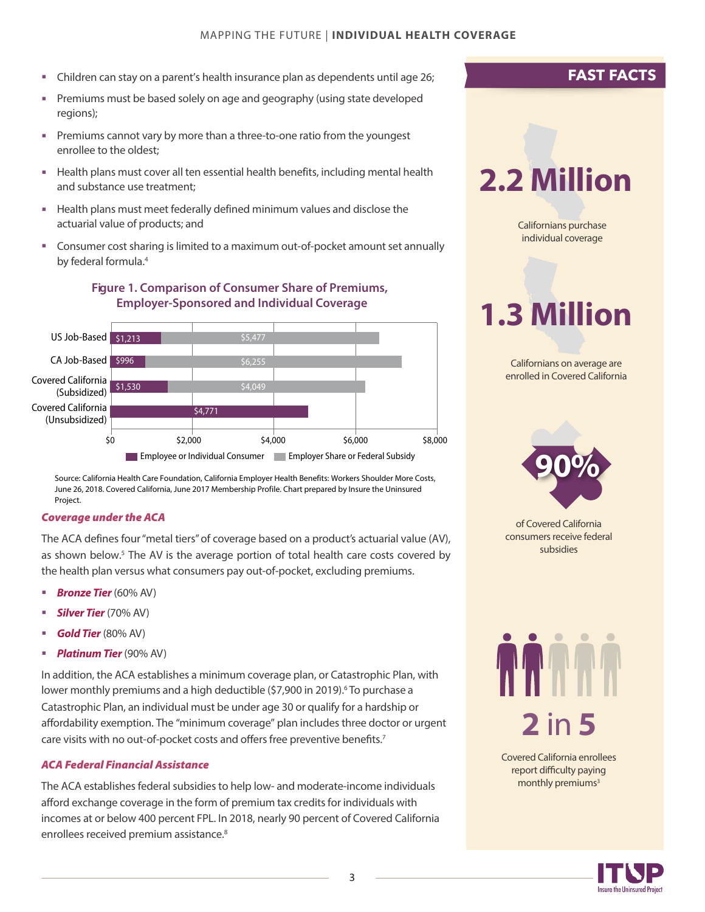- Children can stay on a parent's health insurance plan as dependents until age 26;
- Premiums must be based solely on age and geography (using state developed regions);
- Premiums cannot vary by more than a three-to-one ratio from the youngest enrollee to the oldest;
- Health plans must cover all ten essential health benefits, including mental health and substance use treatment;
- Health plans must meet federally defined minimum values and disclose the actuarial value of products; and
- Consumer cost sharing is limited to a maximum out-of-pocket amount set annually by federal formula.[4]

**Figure 1. Comparison of Consumer Share of Premiums, Employer-Sponsored and Individual Coverage**

| | Employee or Individual Consumer | Employer Share or Federal Subsidy |
|---|---|---|
| US Job-Based | $1,213 | $5,477 |
| CA Job-Based | $996 | $6,255 |
| Covered California (Subsidized) | $1,530 | $4,049 |
| Covered California (Unsubsidized) | $4,771 | |

Source: California Health Care Foundation, California Employer Health Benefits: Workers Shoulder More Costs, June 26, 2018. Covered California, June 2017 Membership Profile. Chart prepared by Insure the Uninsured Project.

### *Coverage under the ACA*

The ACA defines four "metal tiers" of coverage based on a product's actuarial value (AV), as shown below.[5] The AV is the average portion of total health care costs covered by the health plan versus what consumers pay out-of-pocket, excluding premiums.

- ***Bronze Tier*** (60% AV)
- ***Silver Tier*** (70% AV)
- ***Gold Tier*** (80% AV)
- ***Platinum Tier*** (90% AV)

In addition, the ACA establishes a minimum coverage plan, or Catastrophic Plan, with lower monthly premiums and a high deductible ($7,900 in 2019).[6] To purchase a Catastrophic Plan, an individual must be under age 30 or qualify for a hardship or affordability exemption. The "minimum coverage" plan includes three doctor or urgent care visits with no out-of-pocket costs and offers free preventive benefits.[7]

### *ACA Federal Financial Assistance*

The ACA establishes federal subsidies to help low- and moderate-income individuals afford exchange coverage in the form of premium tax credits for individuals with incomes at or below 400 percent FPL. In 2018, nearly 90 percent of Covered California enrollees received premium assistance.[8]

## FAST FACTS

**2.2 Million**

Californians purchase individual coverage

**1.3 Million**

Californians on average are enrolled in Covered California

**90%**

of Covered California consumers receive federal subsidies

**2 in 5**

Covered California enrollees report difficulty paying monthly premiums[3]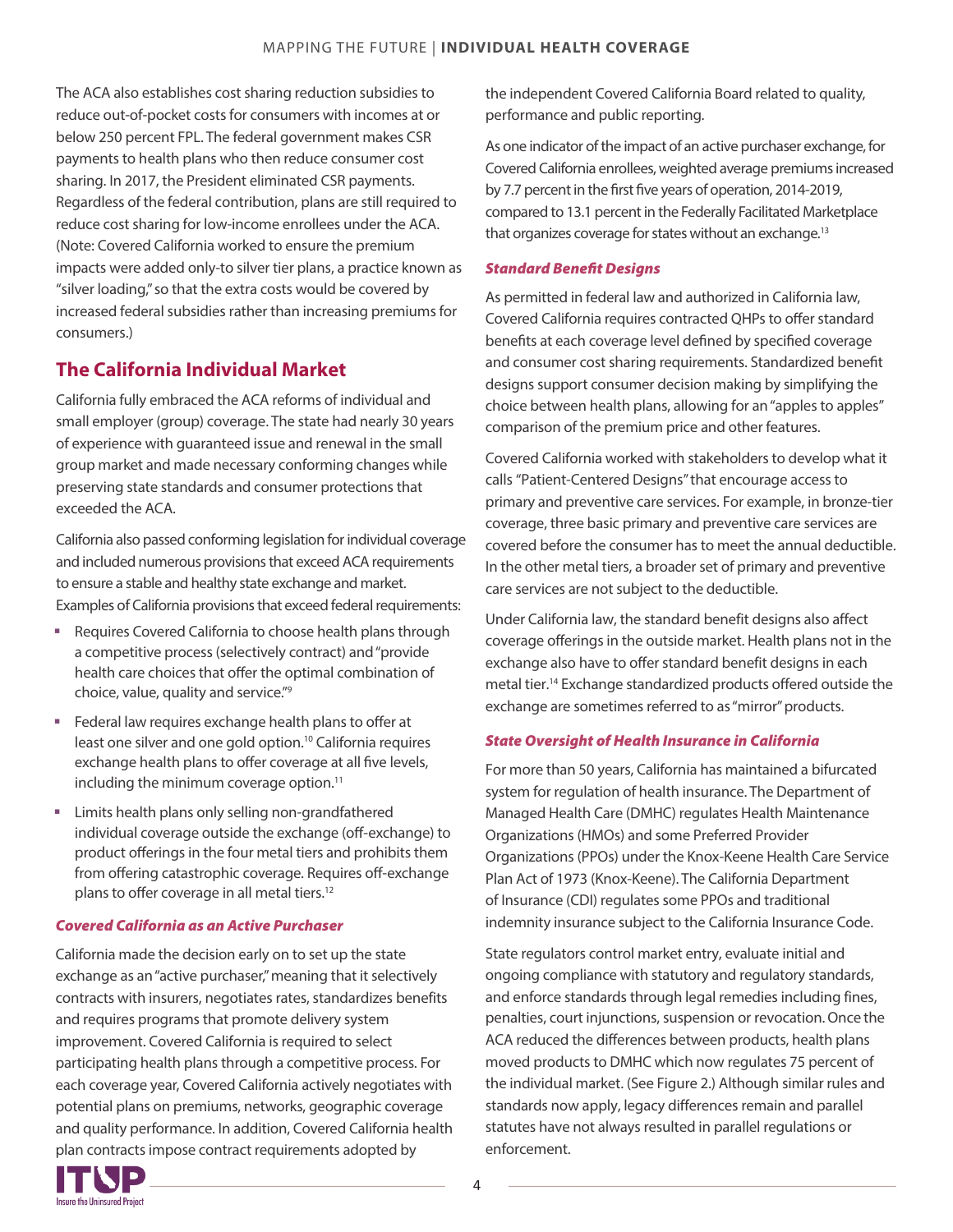The ACA also establishes cost sharing reduction subsidies to reduce out-of-pocket costs for consumers with incomes at or below 250 percent FPL. The federal government makes CSR payments to health plans who then reduce consumer cost sharing. In 2017, the President eliminated CSR payments. Regardless of the federal contribution, plans are still required to reduce cost sharing for low-income enrollees under the ACA. (Note: Covered California worked to ensure the premium impacts were added only-to silver tier plans, a practice known as "silver loading," so that the extra costs would be covered by increased federal subsidies rather than increasing premiums for consumers.)

## The California Individual Market

California fully embraced the ACA reforms of individual and small employer (group) coverage. The state had nearly 30 years of experience with guaranteed issue and renewal in the small group market and made necessary conforming changes while preserving state standards and consumer protections that exceeded the ACA.

California also passed conforming legislation for individual coverage and included numerous provisions that exceed ACA requirements to ensure a stable and healthy state exchange and market. Examples of California provisions that exceed federal requirements:

- Requires Covered California to choose health plans through a competitive process (selectively contract) and "provide health care choices that offer the optimal combination of choice, value, quality and service."[9]
- Federal law requires exchange health plans to offer at least one silver and one gold option.[10] California requires exchange health plans to offer coverage at all five levels, including the minimum coverage option.[11]
- Limits health plans only selling non-grandfathered individual coverage outside the exchange (off-exchange) to product offerings in the four metal tiers and prohibits them from offering catastrophic coverage. Requires off-exchange plans to offer coverage in all metal tiers.[12]

### *Covered California as an Active Purchaser*

California made the decision early on to set up the state exchange as an "active purchaser," meaning that it selectively contracts with insurers, negotiates rates, standardizes benefits and requires programs that promote delivery system improvement. Covered California is required to select participating health plans through a competitive process. For each coverage year, Covered California actively negotiates with potential plans on premiums, networks, geographic coverage and quality performance. In addition, Covered California health plan contracts impose contract requirements adopted by the independent Covered California Board related to quality, performance and public reporting.

As one indicator of the impact of an active purchaser exchange, for Covered California enrollees, weighted average premiums increased by 7.7 percent in the first five years of operation, 2014-2019, compared to 13.1 percent in the Federally Facilitated Marketplace that organizes coverage for states without an exchange.[13]

### *Standard Benefit Designs*

As permitted in federal law and authorized in California law, Covered California requires contracted QHPs to offer standard benefits at each coverage level defined by specified coverage and consumer cost sharing requirements. Standardized benefit designs support consumer decision making by simplifying the choice between health plans, allowing for an "apples to apples" comparison of the premium price and other features.

Covered California worked with stakeholders to develop what it calls "Patient-Centered Designs" that encourage access to primary and preventive care services. For example, in bronze-tier coverage, three basic primary and preventive care services are covered before the consumer has to meet the annual deductible. In the other metal tiers, a broader set of primary and preventive care services are not subject to the deductible.

Under California law, the standard benefit designs also affect coverage offerings in the outside market. Health plans not in the exchange also have to offer standard benefit designs in each metal tier.[14] Exchange standardized products offered outside the exchange are sometimes referred to as "mirror" products.

### *State Oversight of Health Insurance in California*

For more than 50 years, California has maintained a bifurcated system for regulation of health insurance. The Department of Managed Health Care (DMHC) regulates Health Maintenance Organizations (HMOs) and some Preferred Provider Organizations (PPOs) under the Knox-Keene Health Care Service Plan Act of 1973 (Knox-Keene). The California Department of Insurance (CDI) regulates some PPOs and traditional indemnity insurance subject to the California Insurance Code.

State regulators control market entry, evaluate initial and ongoing compliance with statutory and regulatory standards, and enforce standards through legal remedies including fines, penalties, court injunctions, suspension or revocation. Once the ACA reduced the differences between products, health plans moved products to DMHC which now regulates 75 percent of the individual market. (See Figure 2.) Although similar rules and standards now apply, legacy differences remain and parallel statutes have not always resulted in parallel regulations or enforcement.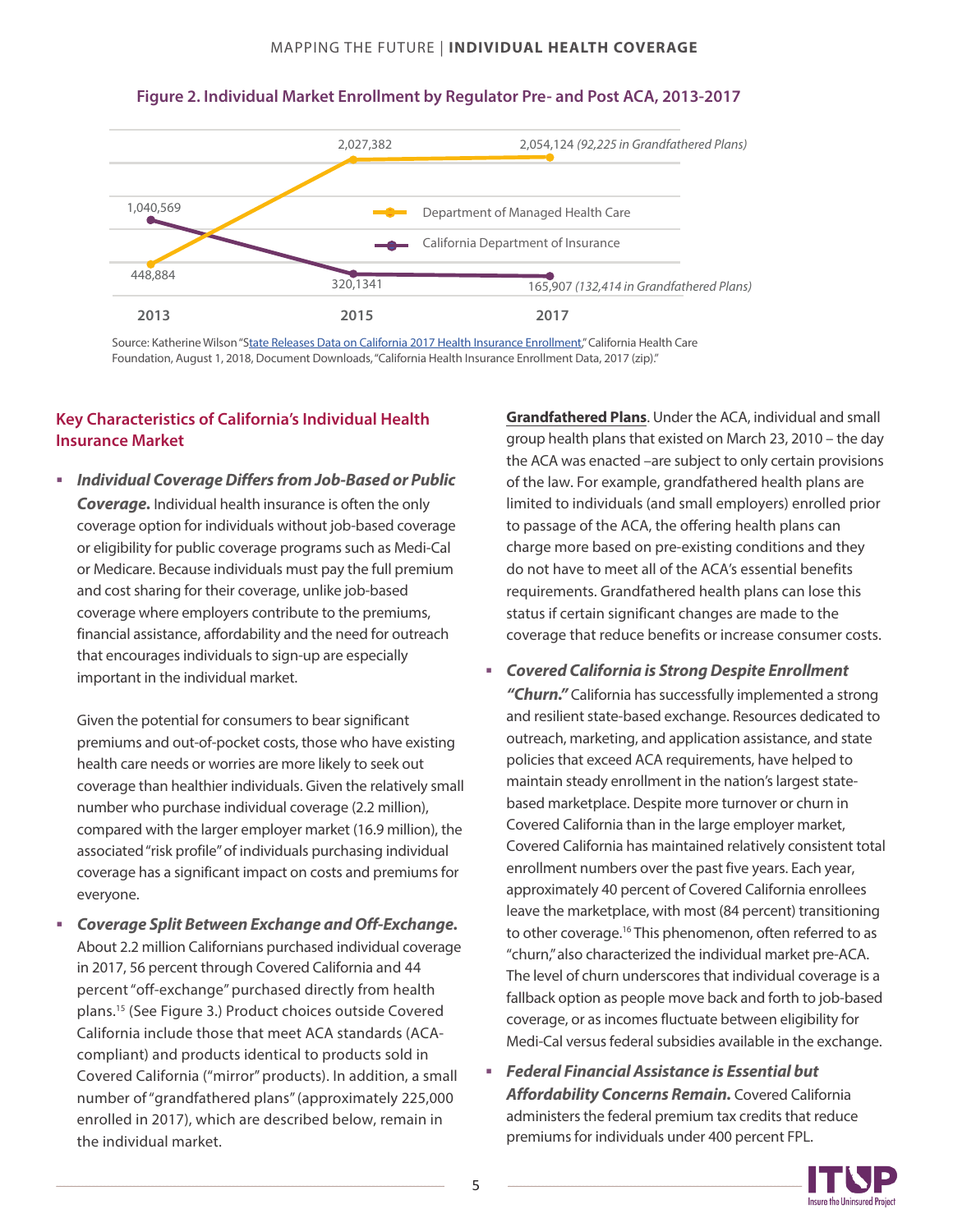**Figure 2. Individual Market Enrollment by Regulator Pre- and Post ACA, 2013-2017**

| | 2013 | 2015 | 2017 |
|---|---|---|---|
| Department of Managed Health Care | 448,884 | 2,027,382 | 2,054,124 *(92,225 in Grandfathered Plans)* |
| California Department of Insurance | 1,040,569 | 320,1341 | 165,907 *(132,414 in Grandfathered Plans)* |

Source: Katherine Wilson "State Releases Data on California 2017 Health Insurance Enrollment," California Health Care Foundation, August 1, 2018, Document Downloads, "California Health Insurance Enrollment Data, 2017 (zip)."

## Key Characteristics of California's Individual Health Insurance Market

- ***Individual Coverage Differs from Job-Based or Public Coverage.*** Individual health insurance is often the only coverage option for individuals without job-based coverage or eligibility for public coverage programs such as Medi-Cal or Medicare. Because individuals must pay the full premium and cost sharing for their coverage, unlike job-based coverage where employers contribute to the premiums, financial assistance, affordability and the need for outreach that encourages individuals to sign-up are especially important in the individual market.

  Given the potential for consumers to bear significant premiums and out-of-pocket costs, those who have existing health care needs or worries are more likely to seek out coverage than healthier individuals. Given the relatively small number who purchase individual coverage (2.2 million), compared with the larger employer market (16.9 million), the associated "risk profile" of individuals purchasing individual coverage has a significant impact on costs and premiums for everyone.

- ***Coverage Split Between Exchange and Off-Exchange.*** About 2.2 million Californians purchased individual coverage in 2017, 56 percent through Covered California and 44 percent "off-exchange" purchased directly from health plans.[15] (See Figure 3.) Product choices outside Covered California include those that meet ACA standards (ACA-compliant) and products identical to products sold in Covered California ("mirror" products). In addition, a small number of "grandfathered plans" (approximately 225,000 enrolled in 2017), which are described below, remain in the individual market.

  **Grandfathered Plans**. Under the ACA, individual and small group health plans that existed on March 23, 2010 – the day the ACA was enacted –are subject to only certain provisions of the law. For example, grandfathered health plans are limited to individuals (and small employers) enrolled prior to passage of the ACA, the offering health plans can charge more based on pre-existing conditions and they do not have to meet all of the ACA's essential benefits requirements. Grandfathered health plans can lose this status if certain significant changes are made to the coverage that reduce benefits or increase consumer costs.

- ***Covered California is Strong Despite Enrollment "Churn."*** California has successfully implemented a strong and resilient state-based exchange. Resources dedicated to outreach, marketing, and application assistance, and state policies that exceed ACA requirements, have helped to maintain steady enrollment in the nation's largest state-based marketplace. Despite more turnover or churn in Covered California than in the large employer market, Covered California has maintained relatively consistent total enrollment numbers over the past five years. Each year, approximately 40 percent of Covered California enrollees leave the marketplace, with most (84 percent) transitioning to other coverage.[16] This phenomenon, often referred to as "churn," also characterized the individual market pre-ACA. The level of churn underscores that individual coverage is a fallback option as people move back and forth to job-based coverage, or as incomes fluctuate between eligibility for Medi-Cal versus federal subsidies available in the exchange.

- ***Federal Financial Assistance is Essential but Affordability Concerns Remain.*** Covered California administers the federal premium tax credits that reduce premiums for individuals under 400 percent FPL.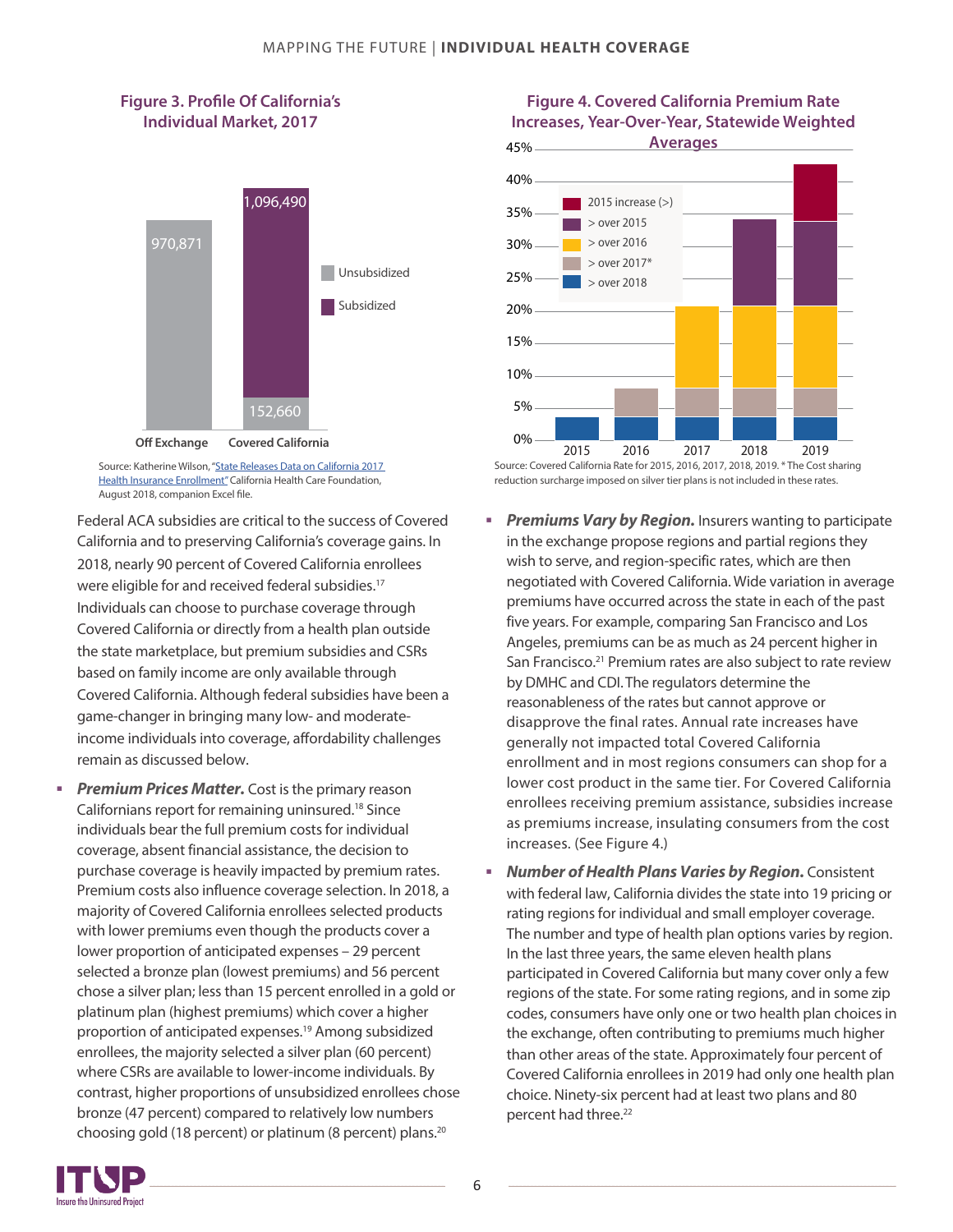**Figure 3. Profile Of California's Individual Market, 2017**

| | Unsubsidized | Subsidized |
|---|---|---|
| Off Exchange | 970,871 | |
| Covered California | 152,660 | 1,096,490 |

Source: Katherine Wilson, "State Releases Data on California 2017 Health Insurance Enrollment" California Health Care Foundation, August 2018, companion Excel file.

**Figure 4. Covered California Premium Rate Increases, Year-Over-Year, Statewide Weighted Averages**

Source: Covered California Rate for 2015, 2016, 2017, 2018, 2019. * The Cost sharing reduction surcharge imposed on silver tier plans is not included in these rates.

Federal ACA subsidies are critical to the success of Covered California and to preserving California's coverage gains. In 2018, nearly 90 percent of Covered California enrollees were eligible for and received federal subsidies.[17] Individuals can choose to purchase coverage through Covered California or directly from a health plan outside the state marketplace, but premium subsidies and CSRs based on family income are only available through Covered California. Although federal subsidies have been a game-changer in bringing many low- and moderate-income individuals into coverage, affordability challenges remain as discussed below.

- ***Premium Prices Matter.*** Cost is the primary reason Californians report for remaining uninsured.[18] Since individuals bear the full premium costs for individual coverage, absent financial assistance, the decision to purchase coverage is heavily impacted by premium rates. Premium costs also influence coverage selection. In 2018, a majority of Covered California enrollees selected products with lower premiums even though the products cover a lower proportion of anticipated expenses – 29 percent selected a bronze plan (lowest premiums) and 56 percent chose a silver plan; less than 15 percent enrolled in a gold or platinum plan (highest premiums) which cover a higher proportion of anticipated expenses.[19] Among subsidized enrollees, the majority selected a silver plan (60 percent) where CSRs are available to lower-income individuals. By contrast, higher proportions of unsubsidized enrollees chose bronze (47 percent) compared to relatively low numbers choosing gold (18 percent) or platinum (8 percent) plans.[20]

- ***Premiums Vary by Region.*** Insurers wanting to participate in the exchange propose regions and partial regions they wish to serve, and region-specific rates, which are then negotiated with Covered California. Wide variation in average premiums have occurred across the state in each of the past five years. For example, comparing San Francisco and Los Angeles, premiums can be as much as 24 percent higher in San Francisco.[21] Premium rates are also subject to rate review by DMHC and CDI. The regulators determine the reasonableness of the rates but cannot approve or disapprove the final rates. Annual rate increases have generally not impacted total Covered California enrollment and in most regions consumers can shop for a lower cost product in the same tier. For Covered California enrollees receiving premium assistance, subsidies increase as premiums increase, insulating consumers from the cost increases. (See Figure 4.)

- ***Number of Health Plans Varies by Region.*** Consistent with federal law, California divides the state into 19 pricing or rating regions for individual and small employer coverage. The number and type of health plan options varies by region. In the last three years, the same eleven health plans participated in Covered California but many cover only a few regions of the state. For some rating regions, and in some zip codes, consumers have only one or two health plan choices in the exchange, often contributing to premiums much higher than other areas of the state. Approximately four percent of Covered California enrollees in 2019 had only one health plan choice. Ninety-six percent had at least two plans and 80 percent had three.[22]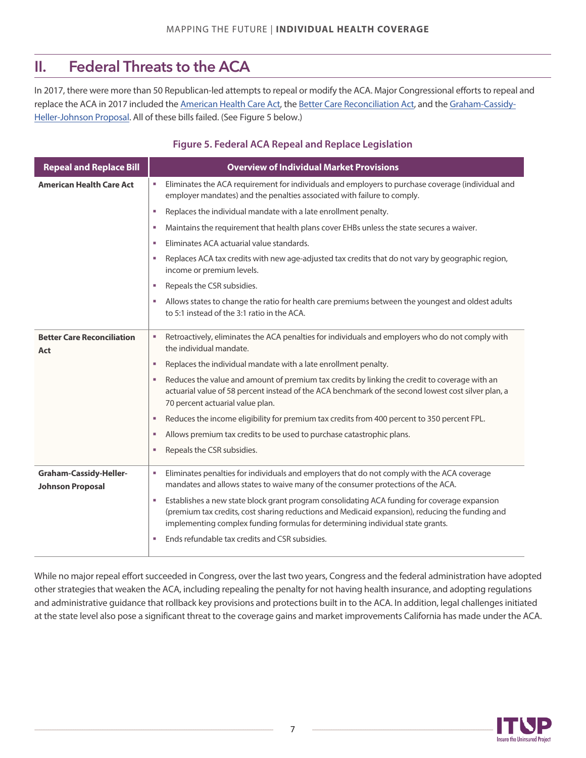## II. Federal Threats to the ACA

In 2017, there were more than 50 Republican-led attempts to repeal or modify the ACA. Major Congressional efforts to repeal and replace the ACA in 2017 included the American Health Care Act, the Better Care Reconciliation Act, and the Graham-Cassidy-Heller-Johnson Proposal. All of these bills failed. (See Figure 5 below.)

**Figure 5. Federal ACA Repeal and Replace Legislation**

| Repeal and Replace Bill | Overview of Individual Market Provisions |
|---|---|
| **American Health Care Act** | ▪ Eliminates the ACA requirement for individuals and employers to purchase coverage (individual and employer mandates) and the penalties associated with failure to comply.<br>▪ Replaces the individual mandate with a late enrollment penalty.<br>▪ Maintains the requirement that health plans cover EHBs unless the state secures a waiver.<br>▪ Eliminates ACA actuarial value standards.<br>▪ Replaces ACA tax credits with new age-adjusted tax credits that do not vary by geographic region, income or premium levels.<br>▪ Repeals the CSR subsidies.<br>▪ Allows states to change the ratio for health care premiums between the youngest and oldest adults to 5:1 instead of the 3:1 ratio in the ACA. |
| **Better Care Reconciliation Act** | ▪ Retroactively, eliminates the ACA penalties for individuals and employers who do not comply with the individual mandate.<br>▪ Replaces the individual mandate with a late enrollment penalty.<br>▪ Reduces the value and amount of premium tax credits by linking the credit to coverage with an actuarial value of 58 percent instead of the ACA benchmark of the second lowest cost silver plan, a 70 percent actuarial value plan.<br>▪ Reduces the income eligibility for premium tax credits from 400 percent to 350 percent FPL.<br>▪ Allows premium tax credits to be used to purchase catastrophic plans.<br>▪ Repeals the CSR subsidies. |
| **Graham-Cassidy-Heller-Johnson Proposal** | ▪ Eliminates penalties for individuals and employers that do not comply with the ACA coverage mandates and allows states to waive many of the consumer protections of the ACA.<br>▪ Establishes a new state block grant program consolidating ACA funding for coverage expansion (premium tax credits, cost sharing reductions and Medicaid expansion), reducing the funding and implementing complex funding formulas for determining individual state grants.<br>▪ Ends refundable tax credits and CSR subsidies. |

While no major repeal effort succeeded in Congress, over the last two years, Congress and the federal administration have adopted other strategies that weaken the ACA, including repealing the penalty for not having health insurance, and adopting regulations and administrative guidance that rollback key provisions and protections built in to the ACA. In addition, legal challenges initiated at the state level also pose a significant threat to the coverage gains and market improvements California has made under the ACA.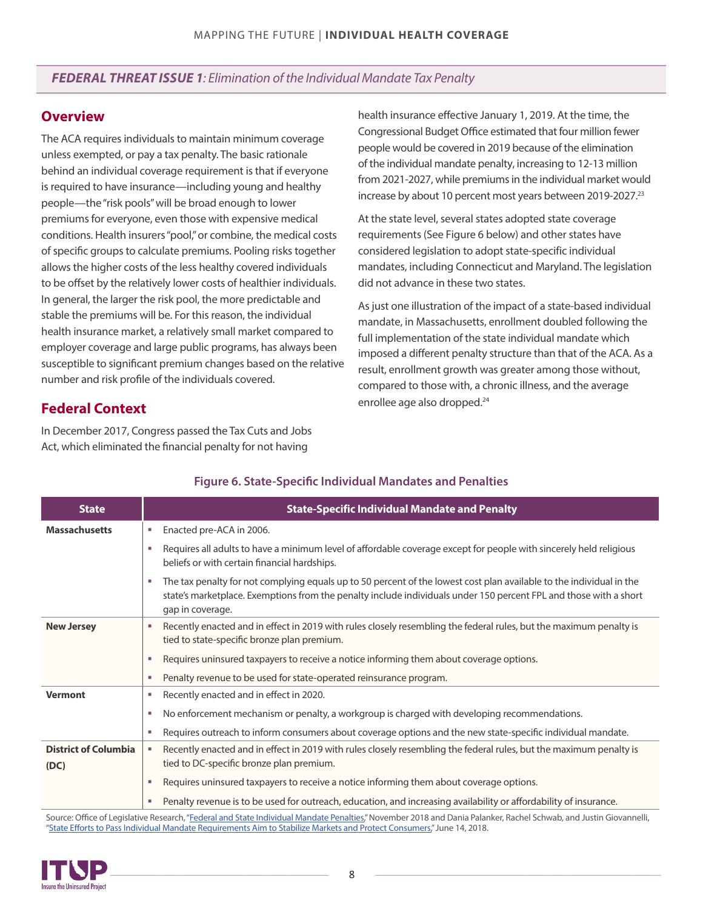## *FEDERAL THREAT ISSUE 1: Elimination of the Individual Mandate Tax Penalty*

## Overview

The ACA requires individuals to maintain minimum coverage unless exempted, or pay a tax penalty. The basic rationale behind an individual coverage requirement is that if everyone is required to have insurance—including young and healthy people—the "risk pools" will be broad enough to lower premiums for everyone, even those with expensive medical conditions. Health insurers "pool," or combine, the medical costs of specific groups to calculate premiums. Pooling risks together allows the higher costs of the less healthy covered individuals to be offset by the relatively lower costs of healthier individuals. In general, the larger the risk pool, the more predictable and stable the premiums will be. For this reason, the individual health insurance market, a relatively small market compared to employer coverage and large public programs, has always been susceptible to significant premium changes based on the relative number and risk profile of the individuals covered.

## Federal Context

In December 2017, Congress passed the Tax Cuts and Jobs Act, which eliminated the financial penalty for not having health insurance effective January 1, 2019. At the time, the Congressional Budget Office estimated that four million fewer people would be covered in 2019 because of the elimination of the individual mandate penalty, increasing to 12-13 million from 2021-2027, while premiums in the individual market would increase by about 10 percent most years between 2019-2027.[23]

At the state level, several states adopted state coverage requirements (See Figure 6 below) and other states have considered legislation to adopt state-specific individual mandates, including Connecticut and Maryland. The legislation did not advance in these two states.

As just one illustration of the impact of a state-based individual mandate, in Massachusetts, enrollment doubled following the full implementation of the state individual mandate which imposed a different penalty structure than that of the ACA. As a result, enrollment growth was greater among those without, compared to those with, a chronic illness, and the average enrollee age also dropped.[24]

**Figure 6. State-Specific Individual Mandates and Penalties**

| State | State-Specific Individual Mandate and Penalty |
|---|---|
| **Massachusetts** | ▪ Enacted pre-ACA in 2006.<br>▪ Requires all adults to have a minimum level of affordable coverage except for people with sincerely held religious beliefs or with certain financial hardships.<br>▪ The tax penalty for not complying equals up to 50 percent of the lowest cost plan available to the individual in the state's marketplace. Exemptions from the penalty include individuals under 150 percent FPL and those with a short gap in coverage. |
| **New Jersey** | ▪ Recently enacted and in effect in 2019 with rules closely resembling the federal rules, but the maximum penalty is tied to state-specific bronze plan premium.<br>▪ Requires uninsured taxpayers to receive a notice informing them about coverage options.<br>▪ Penalty revenue to be used for state-operated reinsurance program. |
| **Vermont** | ▪ Recently enacted and in effect in 2020.<br>▪ No enforcement mechanism or penalty, a workgroup is charged with developing recommendations.<br>▪ Requires outreach to inform consumers about coverage options and the new state-specific individual mandate. |
| **District of Columbia (DC)** | ▪ Recently enacted and in effect in 2019 with rules closely resembling the federal rules, but the maximum penalty is tied to DC-specific bronze plan premium.<br>▪ Requires uninsured taxpayers to receive a notice informing them about coverage options.<br>▪ Penalty revenue is to be used for outreach, education, and increasing availability or affordability of insurance. |

Source: Office of Legislative Research, "Federal and State Individual Mandate Penalties," November 2018 and Dania Palanker, Rachel Schwab, and Justin Giovannelli, "State Efforts to Pass Individual Mandate Requirements Aim to Stabilize Markets and Protect Consumers," June 14, 2018.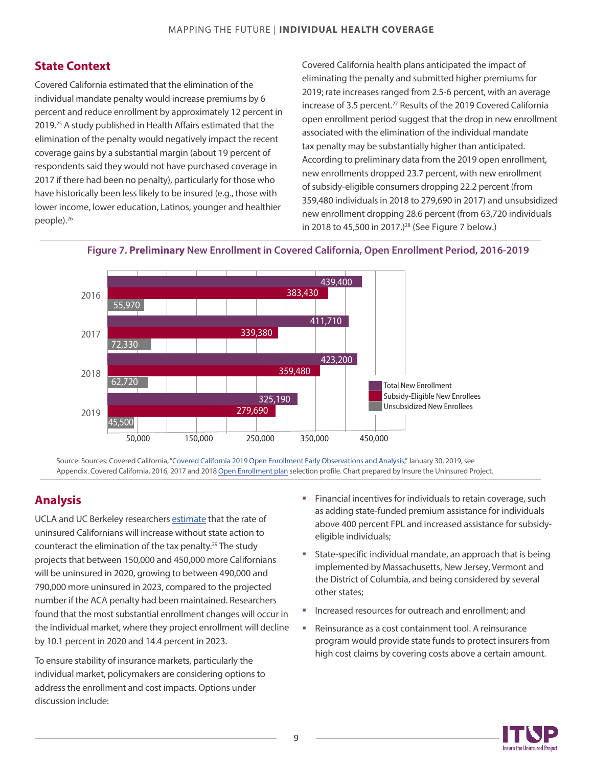## State Context

Covered California estimated that the elimination of the individual mandate penalty would increase premiums by 6 percent and reduce enrollment by approximately 12 percent in 2019.[25] A study published in Health Affairs estimated that the elimination of the penalty would negatively impact the recent coverage gains by a substantial margin (about 19 percent of respondents said they would not have purchased coverage in 2017 if there had been no penalty), particularly for those who have historically been less likely to be insured (e.g., those with lower income, lower education, Latinos, younger and healthier people).[26]

Covered California health plans anticipated the impact of eliminating the penalty and submitted higher premiums for 2019; rate increases ranged from 2.5-6 percent, with an average increase of 3.5 percent.[27] Results of the 2019 Covered California open enrollment period suggest that the drop in new enrollment associated with the elimination of the individual mandate tax penalty may be substantially higher than anticipated. According to preliminary data from the 2019 open enrollment, new enrollments dropped 23.7 percent, with new enrollment of subsidy-eligible consumers dropping 22.2 percent (from 359,480 individuals in 2018 to 279,690 in 2017) and unsubsidized new enrollment dropping 28.6 percent (from 63,720 individuals in 2018 to 45,500 in 2017.)[28] (See Figure 7 below.)

**Figure 7. Preliminary New Enrollment in Covered California, Open Enrollment Period, 2016-2019**

| Year | Total New Enrollment | Subsidy-Eligible New Enrollees | Unsubsidized New Enrollees |
|---|---|---|---|
| 2016 | 439,400 | 383,430 | 55,970 |
| 2017 | 411,710 | 339,380 | 72,330 |
| 2018 | 423,200 | 359,480 | 62,720 |
| 2019 | 325,190 | 279,690 | 45,500 |

Source: Sources: Covered California, "Covered California 2019 Open Enrollment Early Observations and Analysis," January 30, 2019, see Appendix. Covered California, 2016, 2017 and 2018 Open Enrollment plan selection profile. Chart prepared by Insure the Uninsured Project.

## Analysis

UCLA and UC Berkeley researchers estimate that the rate of uninsured Californians will increase without state action to counteract the elimination of the tax penalty.[29] The study projects that between 150,000 and 450,000 more Californians will be uninsured in 2020, growing to between 490,000 and 790,000 more uninsured in 2023, compared to the projected number if the ACA penalty had been maintained. Researchers found that the most substantial enrollment changes will occur in the individual market, where they project enrollment will decline by 10.1 percent in 2020 and 14.4 percent in 2023.

To ensure stability of insurance markets, particularly the individual market, policymakers are considering options to address the enrollment and cost impacts. Options under discussion include:

- Financial incentives for individuals to retain coverage, such as adding state-funded premium assistance for individuals above 400 percent FPL and increased assistance for subsidy-eligible individuals;
- State-specific individual mandate, an approach that is being implemented by Massachusetts, New Jersey, Vermont and the District of Columbia, and being considered by several other states;
- Increased resources for outreach and enrollment; and
- Reinsurance as a cost containment tool. A reinsurance program would provide state funds to protect insurers from high cost claims by covering costs above a certain amount.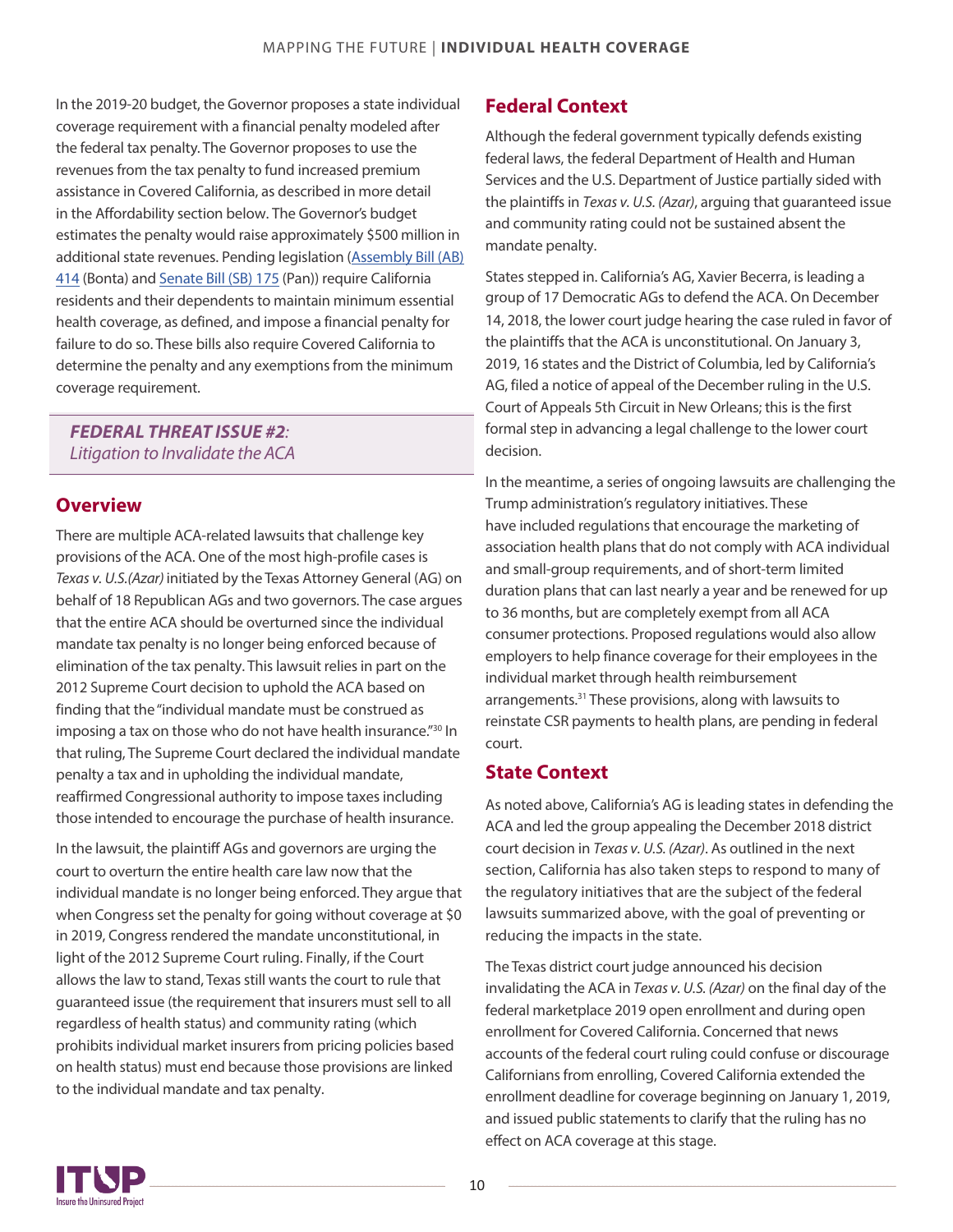In the 2019-20 budget, the Governor proposes a state individual coverage requirement with a financial penalty modeled after the federal tax penalty. The Governor proposes to use the revenues from the tax penalty to fund increased premium assistance in Covered California, as described in more detail in the Affordability section below. The Governor's budget estimates the penalty would raise approximately $500 million in additional state revenues. Pending legislation (Assembly Bill (AB) 414 (Bonta) and Senate Bill (SB) 175 (Pan)) require California residents and their dependents to maintain minimum essential health coverage, as defined, and impose a financial penalty for failure to do so. These bills also require Covered California to determine the penalty and any exemptions from the minimum coverage requirement.

***FEDERAL THREAT ISSUE #2**: Litigation to Invalidate the ACA*

## Overview

There are multiple ACA-related lawsuits that challenge key provisions of the ACA. One of the most high-profile cases is *Texas v. U.S.(Azar)* initiated by the Texas Attorney General (AG) on behalf of 18 Republican AGs and two governors. The case argues that the entire ACA should be overturned since the individual mandate tax penalty is no longer being enforced because of elimination of the tax penalty. This lawsuit relies in part on the 2012 Supreme Court decision to uphold the ACA based on finding that the "individual mandate must be construed as imposing a tax on those who do not have health insurance."[30] In that ruling, The Supreme Court declared the individual mandate penalty a tax and in upholding the individual mandate, reaffirmed Congressional authority to impose taxes including those intended to encourage the purchase of health insurance.

In the lawsuit, the plaintiff AGs and governors are urging the court to overturn the entire health care law now that the individual mandate is no longer being enforced. They argue that when Congress set the penalty for going without coverage at $0 in 2019, Congress rendered the mandate unconstitutional, in light of the 2012 Supreme Court ruling. Finally, if the Court allows the law to stand, Texas still wants the court to rule that guaranteed issue (the requirement that insurers must sell to all regardless of health status) and community rating (which prohibits individual market insurers from pricing policies based on health status) must end because those provisions are linked to the individual mandate and tax penalty.

## Federal Context

Although the federal government typically defends existing federal laws, the federal Department of Health and Human Services and the U.S. Department of Justice partially sided with the plaintiffs in *Texas v. U.S. (Azar)*, arguing that guaranteed issue and community rating could not be sustained absent the mandate penalty.

States stepped in. California's AG, Xavier Becerra, is leading a group of 17 Democratic AGs to defend the ACA. On December 14, 2018, the lower court judge hearing the case ruled in favor of the plaintiffs that the ACA is unconstitutional. On January 3, 2019, 16 states and the District of Columbia, led by California's AG, filed a notice of appeal of the December ruling in the U.S. Court of Appeals 5th Circuit in New Orleans; this is the first formal step in advancing a legal challenge to the lower court decision.

In the meantime, a series of ongoing lawsuits are challenging the Trump administration's regulatory initiatives. These have included regulations that encourage the marketing of association health plans that do not comply with ACA individual and small-group requirements, and of short-term limited duration plans that can last nearly a year and be renewed for up to 36 months, but are completely exempt from all ACA consumer protections. Proposed regulations would also allow employers to help finance coverage for their employees in the individual market through health reimbursement arrangements.[31] These provisions, along with lawsuits to reinstate CSR payments to health plans, are pending in federal court.

## State Context

As noted above, California's AG is leading states in defending the ACA and led the group appealing the December 2018 district court decision in *Texas v. U.S. (Azar)*. As outlined in the next section, California has also taken steps to respond to many of the regulatory initiatives that are the subject of the federal lawsuits summarized above, with the goal of preventing or reducing the impacts in the state.

The Texas district court judge announced his decision invalidating the ACA in *Texas v. U.S. (Azar)* on the final day of the federal marketplace 2019 open enrollment and during open enrollment for Covered California. Concerned that news accounts of the federal court ruling could confuse or discourage Californians from enrolling, Covered California extended the enrollment deadline for coverage beginning on January 1, 2019, and issued public statements to clarify that the ruling has no effect on ACA coverage at this stage.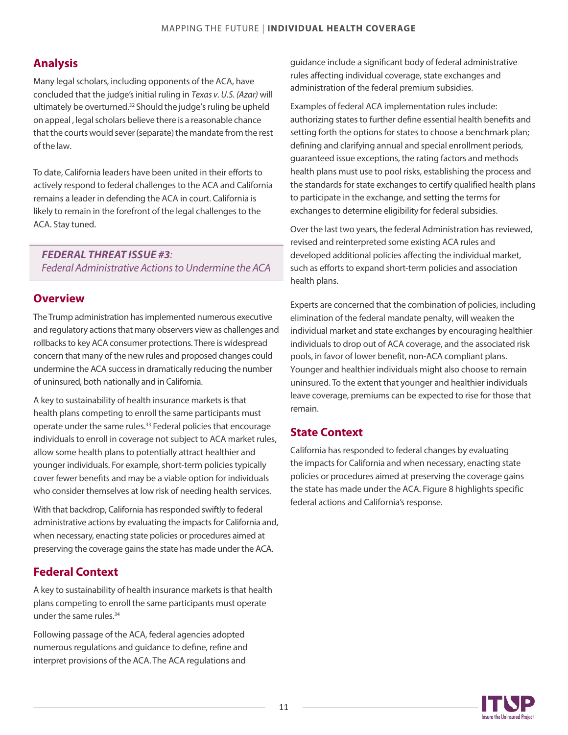## Analysis

Many legal scholars, including opponents of the ACA, have concluded that the judge's initial ruling in *Texas v. U.S. (Azar)* will ultimately be overturned.[32] Should the judge's ruling be upheld on appeal , legal scholars believe there is a reasonable chance that the courts would sever (separate) the mandate from the rest of the law.

To date, California leaders have been united in their efforts to actively respond to federal challenges to the ACA and California remains a leader in defending the ACA in court. California is likely to remain in the forefront of the legal challenges to the ACA. Stay tuned.

***FEDERAL THREAT ISSUE #3**:*
*Federal Administrative Actions to Undermine the ACA*

## Overview

The Trump administration has implemented numerous executive and regulatory actions that many observers view as challenges and rollbacks to key ACA consumer protections. There is widespread concern that many of the new rules and proposed changes could undermine the ACA success in dramatically reducing the number of uninsured, both nationally and in California.

A key to sustainability of health insurance markets is that health plans competing to enroll the same participants must operate under the same rules.[33] Federal policies that encourage individuals to enroll in coverage not subject to ACA market rules, allow some health plans to potentially attract healthier and younger individuals. For example, short-term policies typically cover fewer benefits and may be a viable option for individuals who consider themselves at low risk of needing health services.

With that backdrop, California has responded swiftly to federal administrative actions by evaluating the impacts for California and, when necessary, enacting state policies or procedures aimed at preserving the coverage gains the state has made under the ACA.

## Federal Context

A key to sustainability of health insurance markets is that health plans competing to enroll the same participants must operate under the same rules.[34]

Following passage of the ACA, federal agencies adopted numerous regulations and guidance to define, refine and interpret provisions of the ACA. The ACA regulations and guidance include a significant body of federal administrative rules affecting individual coverage, state exchanges and administration of the federal premium subsidies.

Examples of federal ACA implementation rules include: authorizing states to further define essential health benefits and setting forth the options for states to choose a benchmark plan; defining and clarifying annual and special enrollment periods, guaranteed issue exceptions, the rating factors and methods health plans must use to pool risks, establishing the process and the standards for state exchanges to certify qualified health plans to participate in the exchange, and setting the terms for exchanges to determine eligibility for federal subsidies.

Over the last two years, the federal Administration has reviewed, revised and reinterpreted some existing ACA rules and developed additional policies affecting the individual market, such as efforts to expand short-term policies and association health plans.

Experts are concerned that the combination of policies, including elimination of the federal mandate penalty, will weaken the individual market and state exchanges by encouraging healthier individuals to drop out of ACA coverage, and the associated risk pools, in favor of lower benefit, non-ACA compliant plans. Younger and healthier individuals might also choose to remain uninsured. To the extent that younger and healthier individuals leave coverage, premiums can be expected to rise for those that remain.

## State Context

California has responded to federal changes by evaluating the impacts for California and when necessary, enacting state policies or procedures aimed at preserving the coverage gains the state has made under the ACA. Figure 8 highlights specific federal actions and California's response.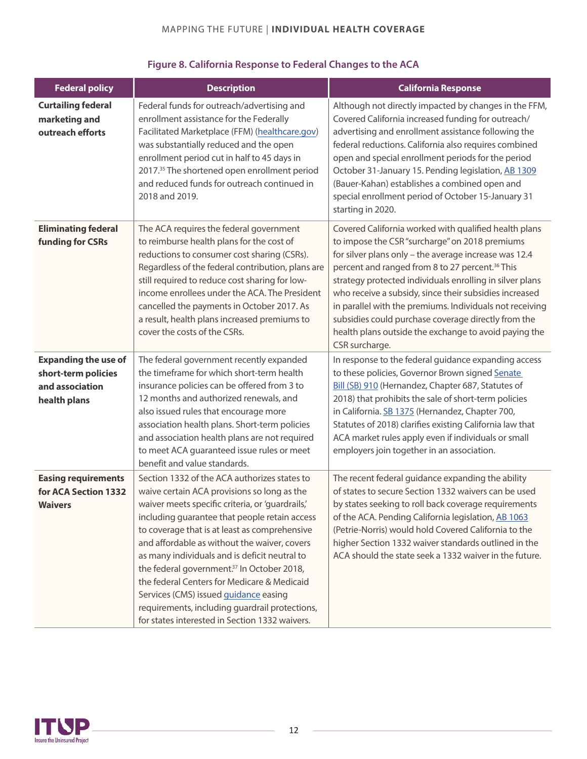**Figure 8. California Response to Federal Changes to the ACA**

| Federal policy | Description | California Response |
|---|---|---|
| **Curtailing federal marketing and outreach efforts** | Federal funds for outreach/advertising and enrollment assistance for the Federally Facilitated Marketplace (FFM) (healthcare.gov) was substantially reduced and the open enrollment period cut in half to 45 days in 2017.[35] The shortened open enrollment period and reduced funds for outreach continued in 2018 and 2019. | Although not directly impacted by changes in the FFM, Covered California increased funding for outreach/ advertising and enrollment assistance following the federal reductions. California also requires combined open and special enrollment periods for the period October 31-January 15. Pending legislation, AB 1309 (Bauer-Kahan) establishes a combined open and special enrollment period of October 15-January 31 starting in 2020. |
| **Eliminating federal funding for CSRs** | The ACA requires the federal government to reimburse health plans for the cost of reductions to consumer cost sharing (CSRs). Regardless of the federal contribution, plans are still required to reduce cost sharing for low-income enrollees under the ACA. The President cancelled the payments in October 2017. As a result, health plans increased premiums to cover the costs of the CSRs. | Covered California worked with qualified health plans to impose the CSR "surcharge" on 2018 premiums for silver plans only – the average increase was 12.4 percent and ranged from 8 to 27 percent.[36] This strategy protected individuals enrolling in silver plans who receive a subsidy, since their subsidies increased in parallel with the premiums. Individuals not receiving subsidies could purchase coverage directly from the health plans outside the exchange to avoid paying the CSR surcharge. |
| **Expanding the use of short-term policies and association health plans** | The federal government recently expanded the timeframe for which short-term health insurance policies can be offered from 3 to 12 months and authorized renewals, and also issued rules that encourage more association health plans. Short-term policies and association health plans are not required to meet ACA guaranteed issue rules or meet benefit and value standards. | In response to the federal guidance expanding access to these policies, Governor Brown signed Senate Bill (SB) 910 (Hernandez, Chapter 687, Statutes of 2018) that prohibits the sale of short-term policies in California. SB 1375 (Hernandez, Chapter 700, Statutes of 2018) clarifies existing California law that ACA market rules apply even if individuals or small employers join together in an association. |
| **Easing requirements for ACA Section 1332 Waivers** | Section 1332 of the ACA authorizes states to waive certain ACA provisions so long as the waiver meets specific criteria, or 'guardrails,' including guarantee that people retain access to coverage that is at least as comprehensive and affordable as without the waiver, covers as many individuals and is deficit neutral to the federal government.[37] In October 2018, the federal Centers for Medicare & Medicaid Services (CMS) issued guidance easing requirements, including guardrail protections, for states interested in Section 1332 waivers. | The recent federal guidance expanding the ability of states to secure Section 1332 waivers can be used by states seeking to roll back coverage requirements of the ACA. Pending California legislation, AB 1063 (Petrie-Norris) would hold Covered California to the higher Section 1332 waiver standards outlined in the ACA should the state seek a 1332 waiver in the future. |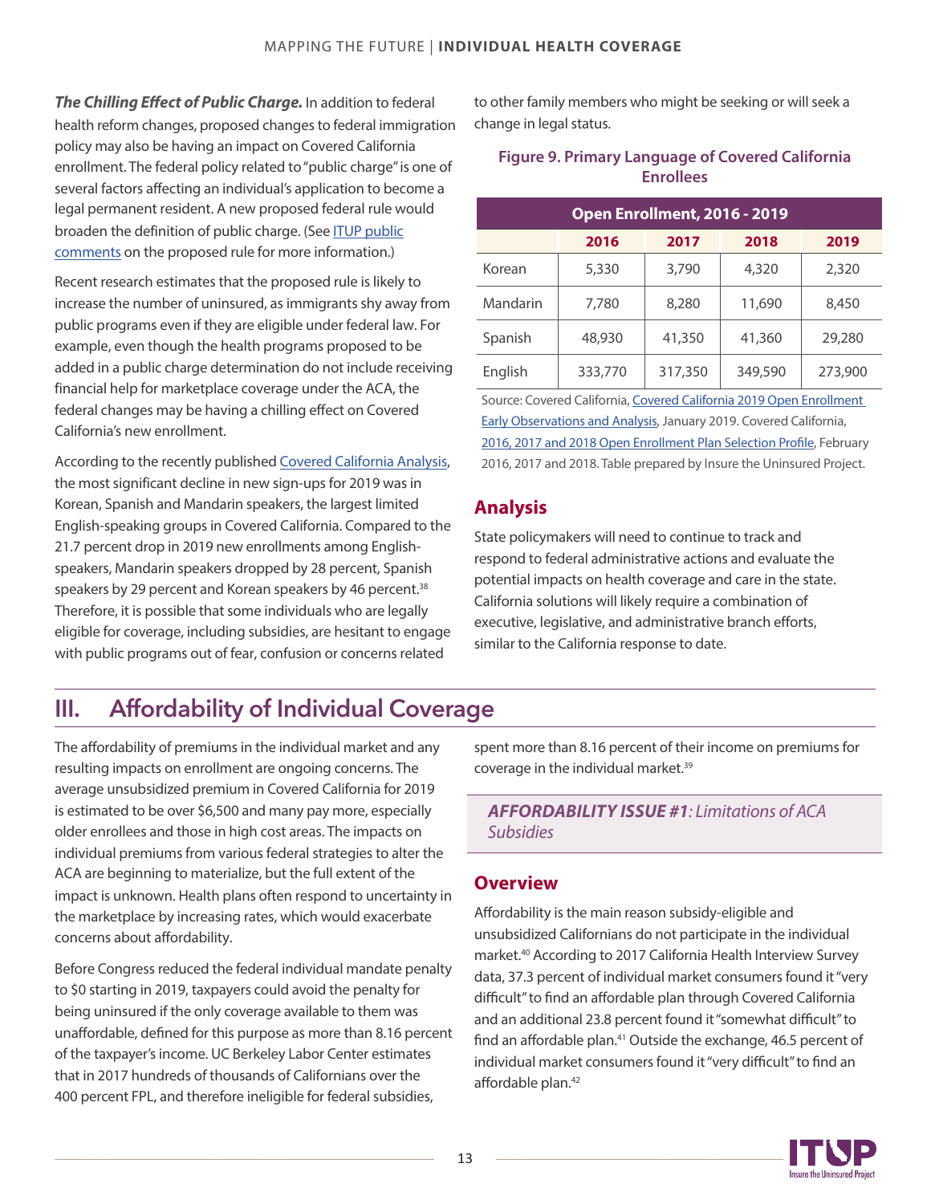***The Chilling Effect of Public Charge.*** In addition to federal health reform changes, proposed changes to federal immigration policy may also be having an impact on Covered California enrollment. The federal policy related to "public charge" is one of several factors affecting an individual's application to become a legal permanent resident. A new proposed federal rule would broaden the definition of public charge. (See ITUP public comments on the proposed rule for more information.)

Recent research estimates that the proposed rule is likely to increase the number of uninsured, as immigrants shy away from public programs even if they are eligible under federal law. For example, even though the health programs proposed to be added in a public charge determination do not include receiving financial help for marketplace coverage under the ACA, the federal changes may be having a chilling effect on Covered California's new enrollment.

According to the recently published Covered California Analysis, the most significant decline in new sign-ups for 2019 was in Korean, Spanish and Mandarin speakers, the largest limited English-speaking groups in Covered California. Compared to the 21.7 percent drop in 2019 new enrollments among English-speakers, Mandarin speakers dropped by 28 percent, Spanish speakers by 29 percent and Korean speakers by 46 percent.[38] Therefore, it is possible that some individuals who are legally eligible for coverage, including subsidies, are hesitant to engage with public programs out of fear, confusion or concerns related to other family members who might be seeking or will seek a change in legal status.

**Figure 9. Primary Language of Covered California Enrollees**

| Open Enrollment, 2016 - 2019 | | | | |
|---|---|---|---|---|
| | 2016 | 2017 | 2018 | 2019 |
| Korean | 5,330 | 3,790 | 4,320 | 2,320 |
| Mandarin | 7,780 | 8,280 | 11,690 | 8,450 |
| Spanish | 48,930 | 41,350 | 41,360 | 29,280 |
| English | 333,770 | 317,350 | 349,590 | 273,900 |

Source: Covered California, Covered California 2019 Open Enrollment Early Observations and Analysis, January 2019. Covered California, 2016, 2017 and 2018 Open Enrollment Plan Selection Profile, February 2016, 2017 and 2018. Table prepared by Insure the Uninsured Project.

## Analysis

State policymakers will need to continue to track and respond to federal administrative actions and evaluate the potential impacts on health coverage and care in the state. California solutions will likely require a combination of executive, legislative, and administrative branch efforts, similar to the California response to date.

# III. Affordability of Individual Coverage

The affordability of premiums in the individual market and any resulting impacts on enrollment are ongoing concerns. The average unsubsidized premium in Covered California for 2019 is estimated to be over $6,500 and many pay more, especially older enrollees and those in high cost areas. The impacts on individual premiums from various federal strategies to alter the ACA are beginning to materialize, but the full extent of the impact is unknown. Health plans often respond to uncertainty in the marketplace by increasing rates, which would exacerbate concerns about affordability.

Before Congress reduced the federal individual mandate penalty to $0 starting in 2019, taxpayers could avoid the penalty for being uninsured if the only coverage available to them was unaffordable, defined for this purpose as more than 8.16 percent of the taxpayer's income. UC Berkeley Labor Center estimates that in 2017 hundreds of thousands of Californians over the 400 percent FPL, and therefore ineligible for federal subsidies, spent more than 8.16 percent of their income on premiums for coverage in the individual market.[39]

***AFFORDABILITY ISSUE #1****: Limitations of ACA Subsidies*

## Overview

Affordability is the main reason subsidy-eligible and unsubsidized Californians do not participate in the individual market.[40] According to 2017 California Health Interview Survey data, 37.3 percent of individual market consumers found it "very difficult" to find an affordable plan through Covered California and an additional 23.8 percent found it "somewhat difficult" to find an affordable plan.[41] Outside the exchange, 46.5 percent of individual market consumers found it "very difficult" to find an affordable plan.[42]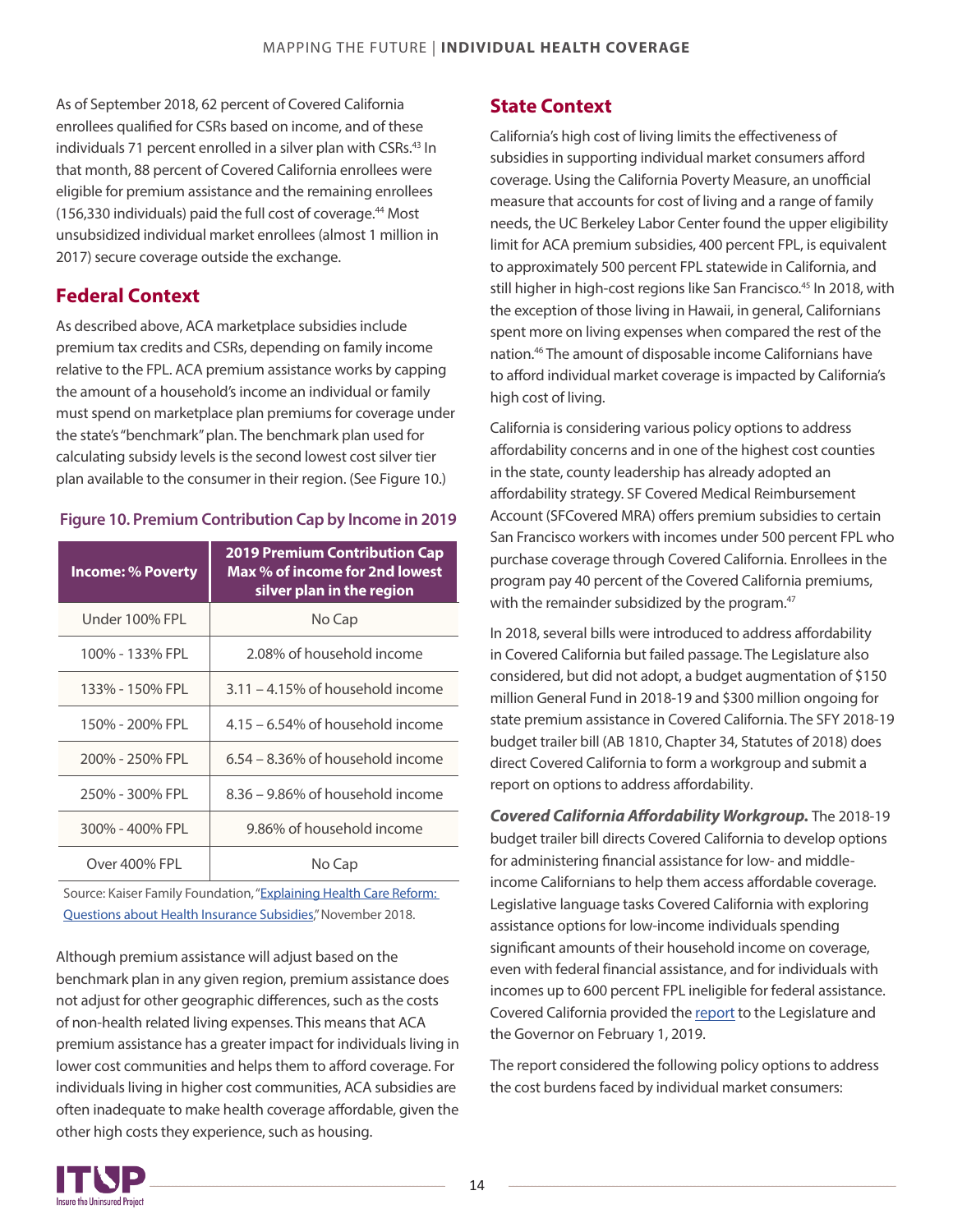As of September 2018, 62 percent of Covered California enrollees qualified for CSRs based on income, and of these individuals 71 percent enrolled in a silver plan with CSRs.[43] In that month, 88 percent of Covered California enrollees were eligible for premium assistance and the remaining enrollees (156,330 individuals) paid the full cost of coverage.[44] Most unsubsidized individual market enrollees (almost 1 million in 2017) secure coverage outside the exchange.

## Federal Context

As described above, ACA marketplace subsidies include premium tax credits and CSRs, depending on family income relative to the FPL. ACA premium assistance works by capping the amount of a household's income an individual or family must spend on marketplace plan premiums for coverage under the state's "benchmark" plan. The benchmark plan used for calculating subsidy levels is the second lowest cost silver tier plan available to the consumer in their region. (See Figure 10.)

**Figure 10. Premium Contribution Cap by Income in 2019**

| Income: % Poverty | 2019 Premium Contribution Cap Max % of income for 2nd lowest silver plan in the region |
|---|---|
| Under 100% FPL | No Cap |
| 100% - 133% FPL | 2.08% of household income |
| 133% - 150% FPL | 3.11 – 4.15% of household income |
| 150% - 200% FPL | 4.15 – 6.54% of household income |
| 200% - 250% FPL | 6.54 – 8.36% of household income |
| 250% - 300% FPL | 8.36 – 9.86% of household income |
| 300% - 400% FPL | 9.86% of household income |
| Over 400% FPL | No Cap |

Source: Kaiser Family Foundation, "Explaining Health Care Reform: Questions about Health Insurance Subsidies," November 2018.

Although premium assistance will adjust based on the benchmark plan in any given region, premium assistance does not adjust for other geographic differences, such as the costs of non-health related living expenses. This means that ACA premium assistance has a greater impact for individuals living in lower cost communities and helps them to afford coverage. For individuals living in higher cost communities, ACA subsidies are often inadequate to make health coverage affordable, given the other high costs they experience, such as housing.

## State Context

California's high cost of living limits the effectiveness of subsidies in supporting individual market consumers afford coverage. Using the California Poverty Measure, an unofficial measure that accounts for cost of living and a range of family needs, the UC Berkeley Labor Center found the upper eligibility limit for ACA premium subsidies, 400 percent FPL, is equivalent to approximately 500 percent FPL statewide in California, and still higher in high-cost regions like San Francisco.[45] In 2018, with the exception of those living in Hawaii, in general, Californians spent more on living expenses when compared the rest of the nation.[46] The amount of disposable income Californians have to afford individual market coverage is impacted by California's high cost of living.

California is considering various policy options to address affordability concerns and in one of the highest cost counties in the state, county leadership has already adopted an affordability strategy. SF Covered Medical Reimbursement Account (SFCovered MRA) offers premium subsidies to certain San Francisco workers with incomes under 500 percent FPL who purchase coverage through Covered California. Enrollees in the program pay 40 percent of the Covered California premiums, with the remainder subsidized by the program.[47]

In 2018, several bills were introduced to address affordability in Covered California but failed passage. The Legislature also considered, but did not adopt, a budget augmentation of $150 million General Fund in 2018-19 and $300 million ongoing for state premium assistance in Covered California. The SFY 2018-19 budget trailer bill (AB 1810, Chapter 34, Statutes of 2018) does direct Covered California to form a workgroup and submit a report on options to address affordability.

***Covered California Affordability Workgroup.*** The 2018-19 budget trailer bill directs Covered California to develop options for administering financial assistance for low- and middle-income Californians to help them access affordable coverage. Legislative language tasks Covered California with exploring assistance options for low-income individuals spending significant amounts of their household income on coverage, even with federal financial assistance, and for individuals with incomes up to 600 percent FPL ineligible for federal assistance. Covered California provided the report to the Legislature and the Governor on February 1, 2019.

The report considered the following policy options to address the cost burdens faced by individual market consumers: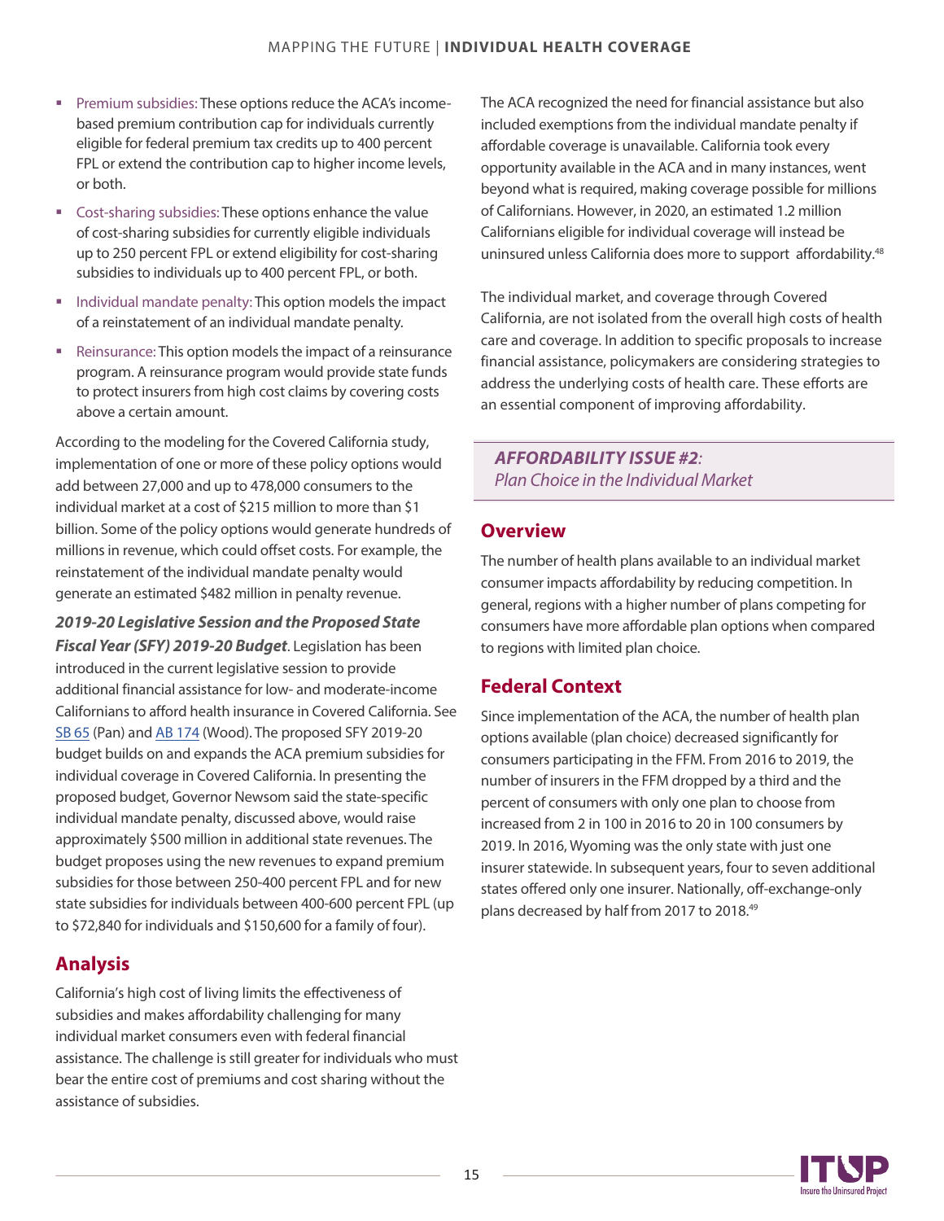- Premium subsidies: These options reduce the ACA's income-based premium contribution cap for individuals currently eligible for federal premium tax credits up to 400 percent FPL or extend the contribution cap to higher income levels, or both.
- Cost-sharing subsidies: These options enhance the value of cost-sharing subsidies for currently eligible individuals up to 250 percent FPL or extend eligibility for cost-sharing subsidies to individuals up to 400 percent FPL, or both.
- Individual mandate penalty: This option models the impact of a reinstatement of an individual mandate penalty.
- Reinsurance: This option models the impact of a reinsurance program. A reinsurance program would provide state funds to protect insurers from high cost claims by covering costs above a certain amount.

According to the modeling for the Covered California study, implementation of one or more of these policy options would add between 27,000 and up to 478,000 consumers to the individual market at a cost of $215 million to more than $1 billion. Some of the policy options would generate hundreds of millions in revenue, which could offset costs. For example, the reinstatement of the individual mandate penalty would generate an estimated $482 million in penalty revenue.

***2019-20 Legislative Session and the Proposed State Fiscal Year (SFY) 2019-20 Budget***. Legislation has been introduced in the current legislative session to provide additional financial assistance for low- and moderate-income Californians to afford health insurance in Covered California. See SB 65 (Pan) and AB 174 (Wood). The proposed SFY 2019-20 budget builds on and expands the ACA premium subsidies for individual coverage in Covered California. In presenting the proposed budget, Governor Newsom said the state-specific individual mandate penalty, discussed above, would raise approximately $500 million in additional state revenues. The budget proposes using the new revenues to expand premium subsidies for those between 250-400 percent FPL and for new state subsidies for individuals between 400-600 percent FPL (up to $72,840 for individuals and $150,600 for a family of four).

## Analysis

California's high cost of living limits the effectiveness of subsidies and makes affordability challenging for many individual market consumers even with federal financial assistance. The challenge is still greater for individuals who must bear the entire cost of premiums and cost sharing without the assistance of subsidies.

The ACA recognized the need for financial assistance but also included exemptions from the individual mandate penalty if affordable coverage is unavailable. California took every opportunity available in the ACA and in many instances, went beyond what is required, making coverage possible for millions of Californians. However, in 2020, an estimated 1.2 million Californians eligible for individual coverage will instead be uninsured unless California does more to support affordability.[48]

The individual market, and coverage through Covered California, are not isolated from the overall high costs of health care and coverage. In addition to specific proposals to increase financial assistance, policymakers are considering strategies to address the underlying costs of health care. These efforts are an essential component of improving affordability.

***AFFORDABILITY ISSUE #2****:*
*Plan Choice in the Individual Market*

## Overview

The number of health plans available to an individual market consumer impacts affordability by reducing competition. In general, regions with a higher number of plans competing for consumers have more affordable plan options when compared to regions with limited plan choice.

## Federal Context

Since implementation of the ACA, the number of health plan options available (plan choice) decreased significantly for consumers participating in the FFM. From 2016 to 2019, the number of insurers in the FFM dropped by a third and the percent of consumers with only one plan to choose from increased from 2 in 100 in 2016 to 20 in 100 consumers by 2019. In 2016, Wyoming was the only state with just one insurer statewide. In subsequent years, four to seven additional states offered only one insurer. Nationally, off-exchange-only plans decreased by half from 2017 to 2018.[49]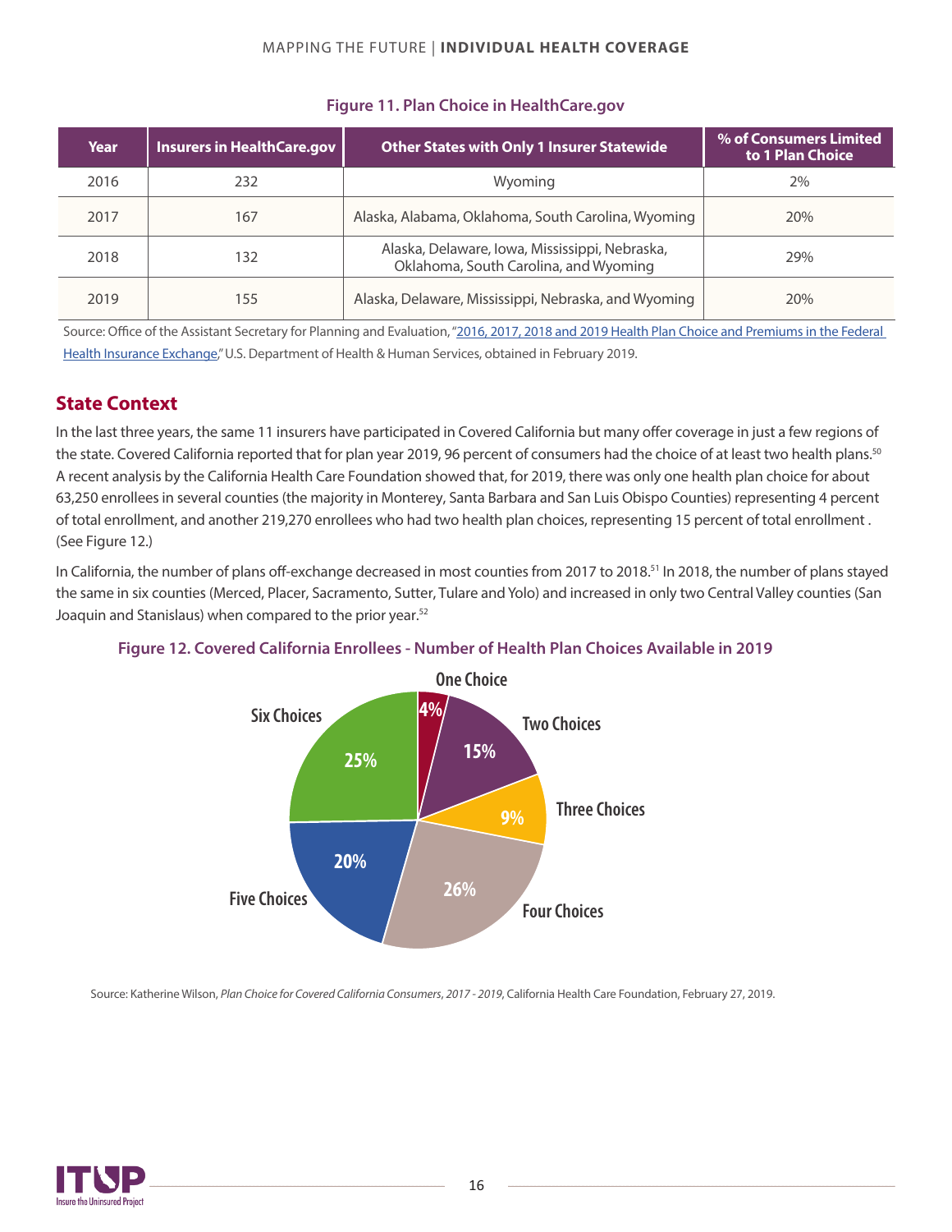**Figure 11. Plan Choice in HealthCare.gov**

| Year | Insurers in HealthCare.gov | Other States with Only 1 Insurer Statewide | % of Consumers Limited to 1 Plan Choice |
|---|---|---|---|
| 2016 | 232 | Wyoming | 2% |
| 2017 | 167 | Alaska, Alabama, Oklahoma, South Carolina, Wyoming | 20% |
| 2018 | 132 | Alaska, Delaware, Iowa, Mississippi, Nebraska, Oklahoma, South Carolina, and Wyoming | 29% |
| 2019 | 155 | Alaska, Delaware, Mississippi, Nebraska, and Wyoming | 20% |

Source: Office of the Assistant Secretary for Planning and Evaluation, "2016, 2017, 2018 and 2019 Health Plan Choice and Premiums in the Federal Health Insurance Exchange," U.S. Department of Health & Human Services, obtained in February 2019.

## State Context

In the last three years, the same 11 insurers have participated in Covered California but many offer coverage in just a few regions of the state. Covered California reported that for plan year 2019, 96 percent of consumers had the choice of at least two health plans.[50] A recent analysis by the California Health Care Foundation showed that, for 2019, there was only one health plan choice for about 63,250 enrollees in several counties (the majority in Monterey, Santa Barbara and San Luis Obispo Counties) representing 4 percent of total enrollment, and another 219,270 enrollees who had two health plan choices, representing 15 percent of total enrollment . (See Figure 12.)

In California, the number of plans off-exchange decreased in most counties from 2017 to 2018.[51] In 2018, the number of plans stayed the same in six counties (Merced, Placer, Sacramento, Sutter, Tulare and Yolo) and increased in only two Central Valley counties (San Joaquin and Stanislaus) when compared to the prior year.[52]

**Figure 12. Covered California Enrollees - Number of Health Plan Choices Available in 2019**

| Number of Choices | Share of Enrollees |
|---|---|
| One Choice | 4% |
| Two Choices | 15% |
| Three Choices | 9% |
| Four Choices | 26% |
| Five Choices | 20% |
| Six Choices | 25% |

Source: Katherine Wilson, *Plan Choice for Covered California Consumers, 2017 - 2019*, California Health Care Foundation, February 27, 2019.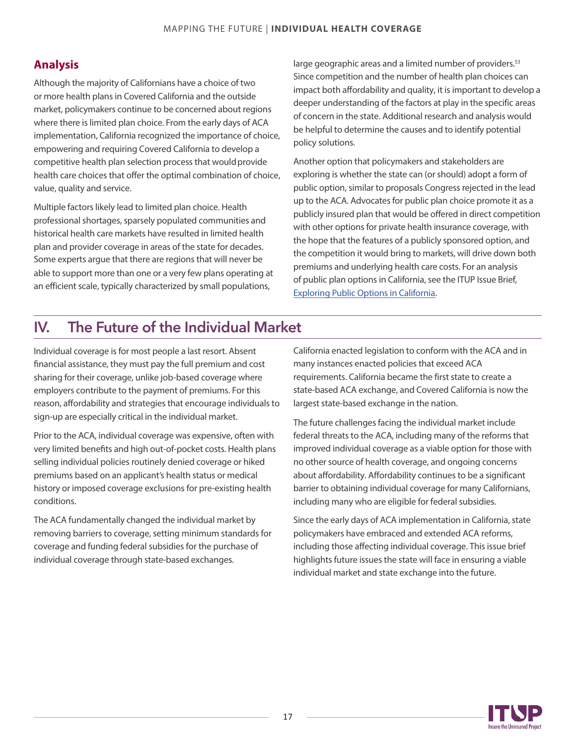## Analysis

Although the majority of Californians have a choice of two or more health plans in Covered California and the outside market, policymakers continue to be concerned about regions where there is limited plan choice. From the early days of ACA implementation, California recognized the importance of choice, empowering and requiring Covered California to develop a competitive health plan selection process that would provide health care choices that offer the optimal combination of choice, value, quality and service.

Multiple factors likely lead to limited plan choice. Health professional shortages, sparsely populated communities and historical health care markets have resulted in limited health plan and provider coverage in areas of the state for decades. Some experts argue that there are regions that will never be able to support more than one or a very few plans operating at an efficient scale, typically characterized by small populations, large geographic areas and a limited number of providers.[53] Since competition and the number of health plan choices can impact both affordability and quality, it is important to develop a deeper understanding of the factors at play in the specific areas of concern in the state. Additional research and analysis would be helpful to determine the causes and to identify potential policy solutions.

Another option that policymakers and stakeholders are exploring is whether the state can (or should) adopt a form of public option, similar to proposals Congress rejected in the lead up to the ACA. Advocates for public plan choice promote it as a publicly insured plan that would be offered in direct competition with other options for private health insurance coverage, with the hope that the features of a publicly sponsored option, and the competition it would bring to markets, will drive down both premiums and underlying health care costs. For an analysis of public plan options in California, see the ITUP Issue Brief, Exploring Public Options in California.

# IV. The Future of the Individual Market

Individual coverage is for most people a last resort. Absent financial assistance, they must pay the full premium and cost sharing for their coverage, unlike job-based coverage where employers contribute to the payment of premiums. For this reason, affordability and strategies that encourage individuals to sign-up are especially critical in the individual market.

Prior to the ACA, individual coverage was expensive, often with very limited benefits and high out-of-pocket costs. Health plans selling individual policies routinely denied coverage or hiked premiums based on an applicant's health status or medical history or imposed coverage exclusions for pre-existing health conditions.

The ACA fundamentally changed the individual market by removing barriers to coverage, setting minimum standards for coverage and funding federal subsidies for the purchase of individual coverage through state-based exchanges.

California enacted legislation to conform with the ACA and in many instances enacted policies that exceed ACA requirements. California became the first state to create a state-based ACA exchange, and Covered California is now the largest state-based exchange in the nation.

The future challenges facing the individual market include federal threats to the ACA, including many of the reforms that improved individual coverage as a viable option for those with no other source of health coverage, and ongoing concerns about affordability. Affordability continues to be a significant barrier to obtaining individual coverage for many Californians, including many who are eligible for federal subsidies.

Since the early days of ACA implementation in California, state policymakers have embraced and extended ACA reforms, including those affecting individual coverage. This issue brief highlights future issues the state will face in ensuring a viable individual market and state exchange into the future.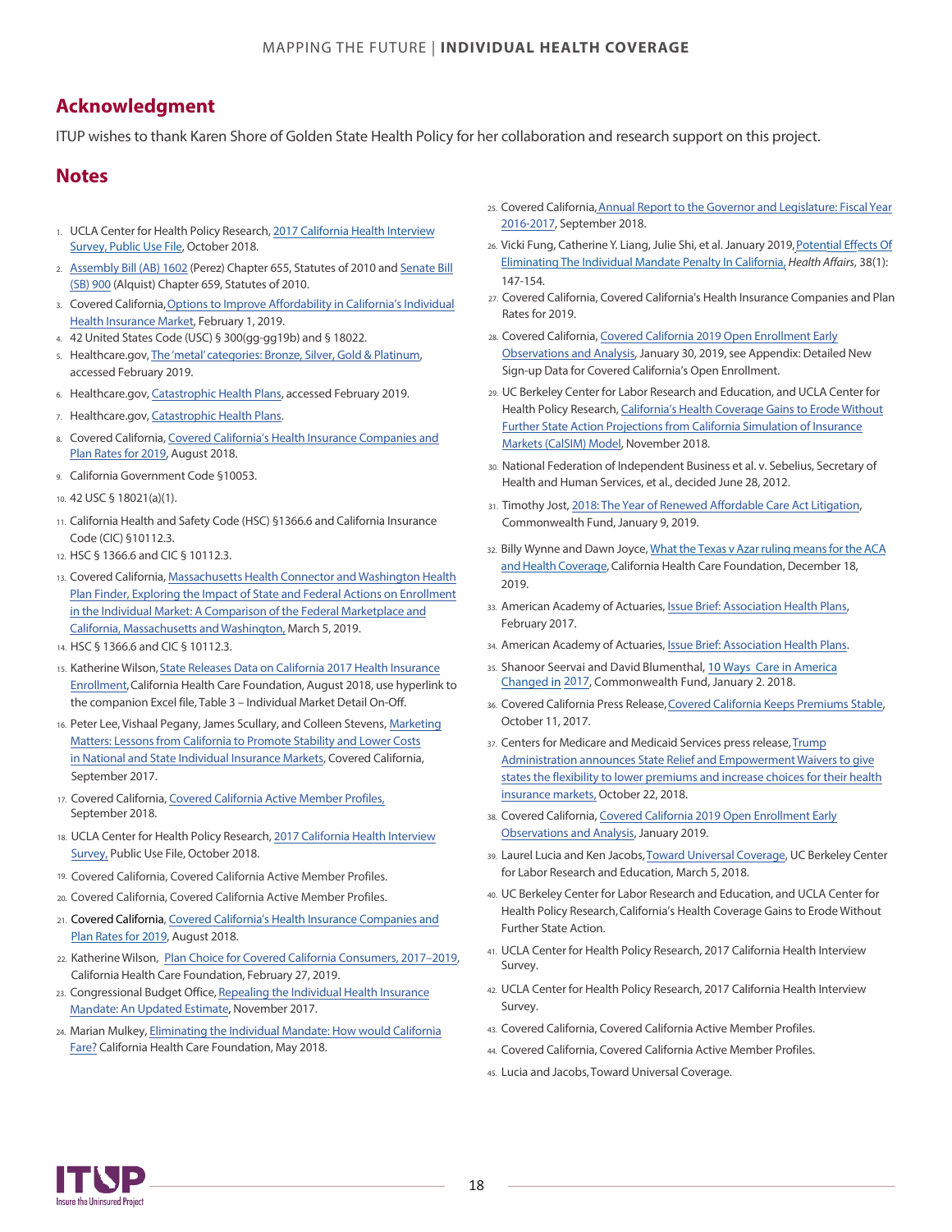## Acknowledgment

ITUP wishes to thank Karen Shore of Golden State Health Policy for her collaboration and research support on this project.

## Notes

1. UCLA Center for Health Policy Research, 2017 California Health Interview Survey, Public Use File, October 2018.
2. Assembly Bill (AB) 1602 (Perez) Chapter 655, Statutes of 2010 and Senate Bill (SB) 900 (Alquist) Chapter 659, Statutes of 2010.
3. Covered California, Options to Improve Affordability in California's Individual Health Insurance Market, February 1, 2019.
4. 42 United States Code (USC) § 300(gg-gg19b) and § 18022.
5. Healthcare.gov, The 'metal' categories: Bronze, Silver, Gold & Platinum, accessed February 2019.
6. Healthcare.gov, Catastrophic Health Plans, accessed February 2019.
7. Healthcare.gov, Catastrophic Health Plans.
8. Covered California, Covered California's Health Insurance Companies and Plan Rates for 2019, August 2018.
9. California Government Code §10053.
10. 42 USC § 18021(a)(1).
11. California Health and Safety Code (HSC) §1366.6 and California Insurance Code (CIC) §10112.3.
12. HSC § 1366.6 and CIC § 10112.3.
13. Covered California, Massachusetts Health Connector and Washington Health Plan Finder, Exploring the Impact of State and Federal Actions on Enrollment in the Individual Market: A Comparison of the Federal Marketplace and California, Massachusetts and Washington, March 5, 2019.
14. HSC § 1366.6 and CIC § 10112.3.
15. Katherine Wilson, State Releases Data on California 2017 Health Insurance Enrollment, California Health Care Foundation, August 2018, use hyperlink to the companion Excel file, Table 3 – Individual Market Detail On-Off.
16. Peter Lee, Vishaal Pegany, James Scullary, and Colleen Stevens, Marketing Matters: Lessons from California to Promote Stability and Lower Costs in National and State Individual Insurance Markets, Covered California, September 2017.
17. Covered California, Covered California Active Member Profiles, September 2018.
18. UCLA Center for Health Policy Research, 2017 California Health Interview Survey, Public Use File, October 2018.
19. Covered California, Covered California Active Member Profiles.
20. Covered California, Covered California Active Member Profiles.
21. Covered California, Covered California's Health Insurance Companies and Plan Rates for 2019, August 2018.
22. Katherine Wilson, Plan Choice for Covered California Consumers, 2017–2019, California Health Care Foundation, February 27, 2019.
23. Congressional Budget Office, Repealing the Individual Health Insurance Mandate: An Updated Estimate, November 2017.
24. Marian Mulkey, Eliminating the Individual Mandate: How would California Fare? California Health Care Foundation, May 2018.
25. Covered California, Annual Report to the Governor and Legislature: Fiscal Year 2016-2017, September 2018.
26. Vicki Fung, Catherine Y. Liang, Julie Shi, et al. January 2019, Potential Effects Of Eliminating The Individual Mandate Penalty In California, *Health Affairs*, 38(1): 147-154.
27. Covered California, Covered California's Health Insurance Companies and Plan Rates for 2019.
28. Covered California, Covered California 2019 Open Enrollment Early Observations and Analysis, January 30, 2019, see Appendix: Detailed New Sign-up Data for Covered California's Open Enrollment.
29. UC Berkeley Center for Labor Research and Education, and UCLA Center for Health Policy Research, California's Health Coverage Gains to Erode Without Further State Action Projections from California Simulation of Insurance Markets (CalSIM) Model, November 2018.
30. National Federation of Independent Business et al. v. Sebelius, Secretary of Health and Human Services, et al., decided June 28, 2012.
31. Timothy Jost, 2018: The Year of Renewed Affordable Care Act Litigation, Commonwealth Fund, January 9, 2019.
32. Billy Wynne and Dawn Joyce, What the Texas v Azar ruling means for the ACA and Health Coverage, California Health Care Foundation, December 18, 2019.
33. American Academy of Actuaries, Issue Brief: Association Health Plans, February 2017.
34. American Academy of Actuaries, Issue Brief: Association Health Plans.
35. Shanoor Seervai and David Blumenthal, 10 Ways Care in America Changed in 2017, Commonwealth Fund, January 2. 2018.
36. Covered California Press Release, Covered California Keeps Premiums Stable, October 11, 2017.
37. Centers for Medicare and Medicaid Services press release, Trump Administration announces State Relief and Empowerment Waivers to give states the flexibility to lower premiums and increase choices for their health insurance markets, October 22, 2018.
38. Covered California, Covered California 2019 Open Enrollment Early Observations and Analysis, January 2019.
39. Laurel Lucia and Ken Jacobs, Toward Universal Coverage, UC Berkeley Center for Labor Research and Education, March 5, 2018.
40. UC Berkeley Center for Labor Research and Education, and UCLA Center for Health Policy Research, California's Health Coverage Gains to Erode Without Further State Action.
41. UCLA Center for Health Policy Research, 2017 California Health Interview Survey.
42. UCLA Center for Health Policy Research, 2017 California Health Interview Survey.
43. Covered California, Covered California Active Member Profiles.
44. Covered California, Covered California Active Member Profiles.
45. Lucia and Jacobs, Toward Universal Coverage.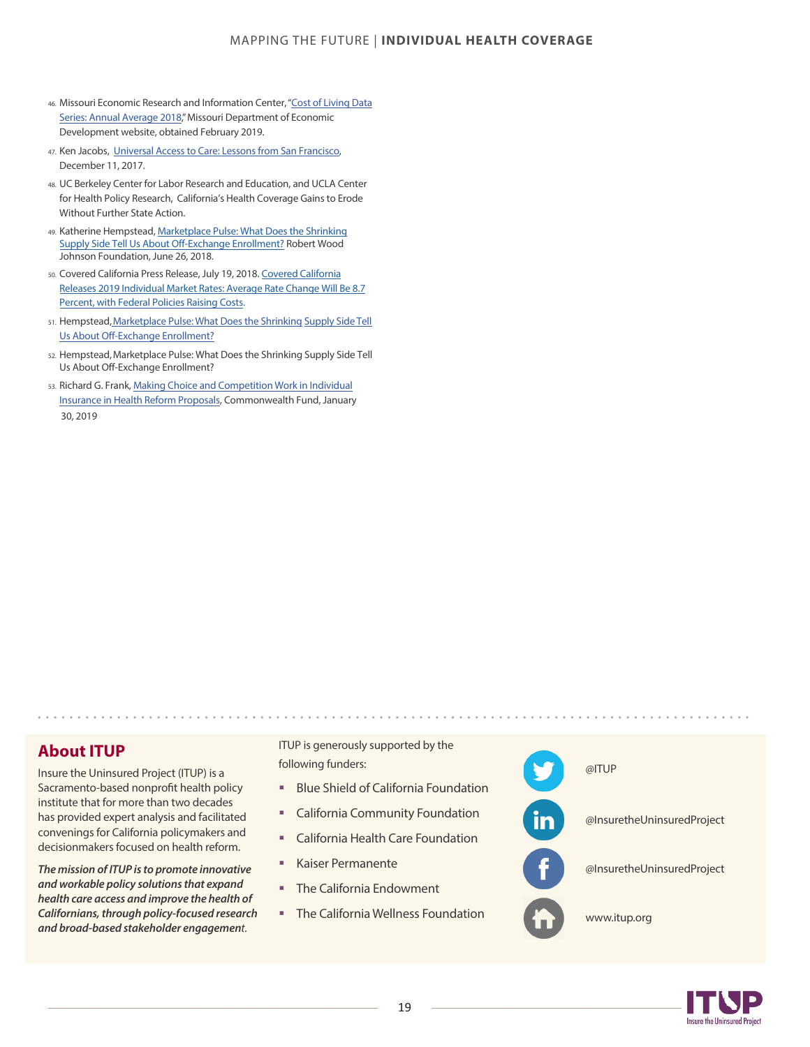46. Missouri Economic Research and Information Center, "Cost of Living Data Series: Annual Average 2018," Missouri Department of Economic Development website, obtained February 2019.
47. Ken Jacobs, Universal Access to Care: Lessons from San Francisco, December 11, 2017.
48. UC Berkeley Center for Labor Research and Education, and UCLA Center for Health Policy Research, California's Health Coverage Gains to Erode Without Further State Action.
49. Katherine Hempstead, Marketplace Pulse: What Does the Shrinking Supply Side Tell Us About Off-Exchange Enrollment? Robert Wood Johnson Foundation, June 26, 2018.
50. Covered California Press Release, July 19, 2018. Covered California Releases 2019 Individual Market Rates: Average Rate Change Will Be 8.7 Percent, with Federal Policies Raising Costs.
51. Hempstead, Marketplace Pulse: What Does the Shrinking Supply Side Tell Us About Off-Exchange Enrollment?
52. Hempstead, Marketplace Pulse: What Does the Shrinking Supply Side Tell Us About Off-Exchange Enrollment?
53. Richard G. Frank, Making Choice and Competition Work in Individual Insurance in Health Reform Proposals, Commonwealth Fund, January 30, 2019

## About ITUP

Insure the Uninsured Project (ITUP) is a Sacramento-based nonprofit health policy institute that for more than two decades has provided expert analysis and facilitated convenings for California policymakers and decisionmakers focused on health reform.

***The mission of ITUP is to promote innovative and workable policy solutions that expand health care access and improve the health of Californians, through policy-focused research and broad-based stakeholder engagement.***

ITUP is generously supported by the following funders:

- Blue Shield of California Foundation
- California Community Foundation
- California Health Care Foundation
- Kaiser Permanente
- The California Endowment
- The California Wellness Foundation

@ITUP

@InsuretheUninsuredProject

@InsuretheUninsuredProject

www.itup.org

ITUP Insure the Uninsured Project